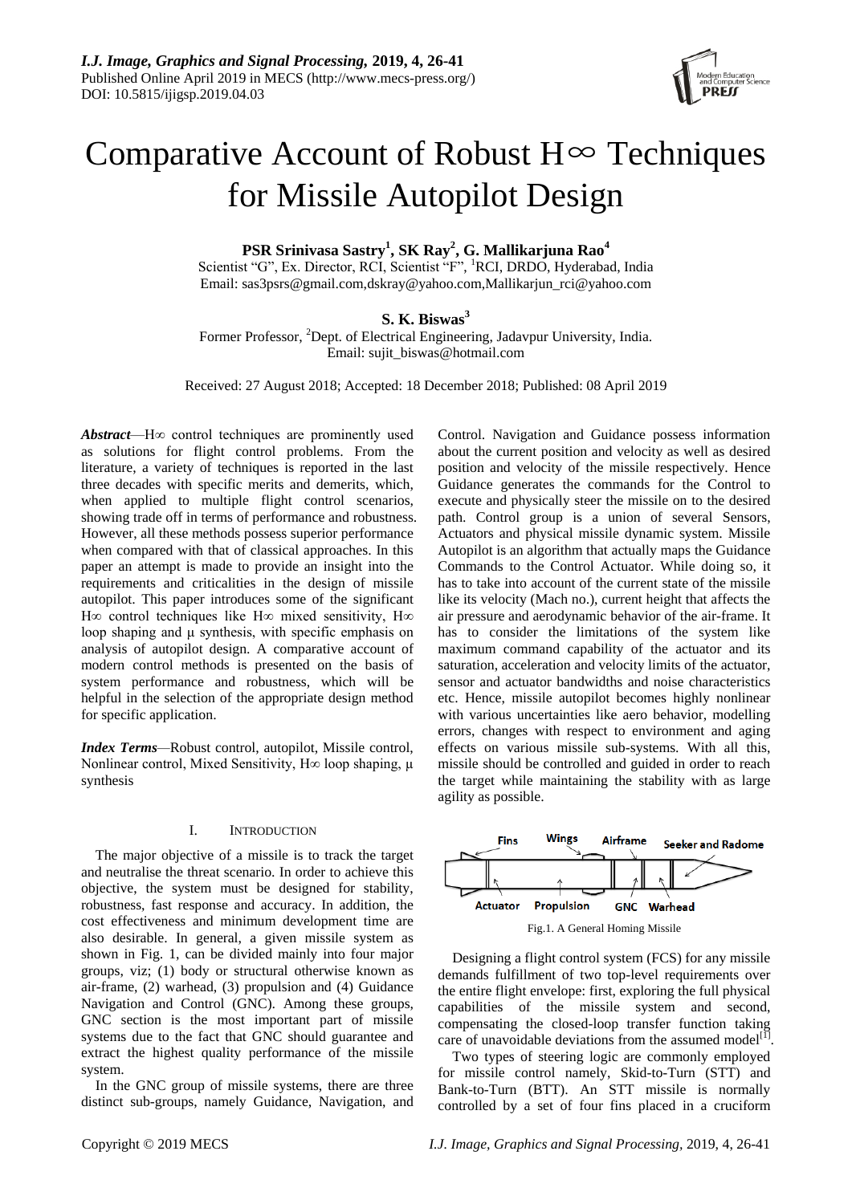# Comparative Account of Robust H∞ Techniques for Missile Autopilot Design

**PSR Srinivasa Sastry[1], SK Ray[2], G. Mallikarjuna Rao[4]**
Scientist "G", Ex. Director, RCI, Scientist "F", [1]RCI, DRDO, Hyderabad, India
Email: sas3psrs@gmail.com,dskray@yahoo.com,Mallikarjun_rci@yahoo.com

**S. K. Biswas[3]**
Former Professor, [2]Dept. of Electrical Engineering, Jadavpur University, India.
Email: sujit_biswas@hotmail.com

Received: 27 August 2018; Accepted: 18 December 2018; Published: 08 April 2019

***Abstract***—H∞ control techniques are prominently used as solutions for flight control problems. From the literature, a variety of techniques is reported in the last three decades with specific merits and demerits, which, when applied to multiple flight control scenarios, showing trade off in terms of performance and robustness. However, all these methods possess superior performance when compared with that of classical approaches. In this paper an attempt is made to provide an insight into the requirements and criticalities in the design of missile autopilot. This paper introduces some of the significant H∞ control techniques like H∞ mixed sensitivity, H∞ loop shaping and μ synthesis, with specific emphasis on analysis of autopilot design. A comparative account of modern control methods is presented on the basis of system performance and robustness, which will be helpful in the selection of the appropriate design method for specific application.

***Index Terms***—Robust control, autopilot, Missile control, Nonlinear control, Mixed Sensitivity, H∞ loop shaping, μ synthesis

## I. Introduction

The major objective of a missile is to track the target and neutralise the threat scenario. In order to achieve this objective, the system must be designed for stability, robustness, fast response and accuracy. In addition, the cost effectiveness and minimum development time are also desirable. In general, a given missile system as shown in Fig. 1, can be divided mainly into four major groups, viz; (1) body or structural otherwise known as air-frame, (2) warhead, (3) propulsion and (4) Guidance Navigation and Control (GNC). Among these groups, GNC section is the most important part of missile systems due to the fact that GNC should guarantee and extract the highest quality performance of the missile system.

In the GNC group of missile systems, there are three distinct sub-groups, namely Guidance, Navigation, and Control. Navigation and Guidance possess information about the current position and velocity as well as desired position and velocity of the missile respectively. Hence Guidance generates the commands for the Control to execute and physically steer the missile on to the desired path. Control group is a union of several Sensors, Actuators and physical missile dynamic system. Missile Autopilot is an algorithm that actually maps the Guidance Commands to the Control Actuator. While doing so, it has to take into account of the current state of the missile like its velocity (Mach no.), current height that affects the air pressure and aerodynamic behavior of the air-frame. It has to consider the limitations of the system like maximum command capability of the actuator and its saturation, acceleration and velocity limits of the actuator, sensor and actuator bandwidths and noise characteristics etc. Hence, missile autopilot becomes highly nonlinear with various uncertainties like aero behavior, modelling errors, changes with respect to environment and aging effects on various missile sub-systems. With all this, missile should be controlled and guided in order to reach the target while maintaining the stability with as large agility as possible.

Fig.1. A General Homing Missile

Designing a flight control system (FCS) for any missile demands fulfillment of two top-level requirements over the entire flight envelope: first, exploring the full physical capabilities of the missile system and second, compensating the closed-loop transfer function taking care of unavoidable deviations from the assumed model[1].

Two types of steering logic are commonly employed for missile control namely, Skid-to-Turn (STT) and Bank-to-Turn (BTT). An STT missile is normally controlled by a set of four fins placed in a cruciform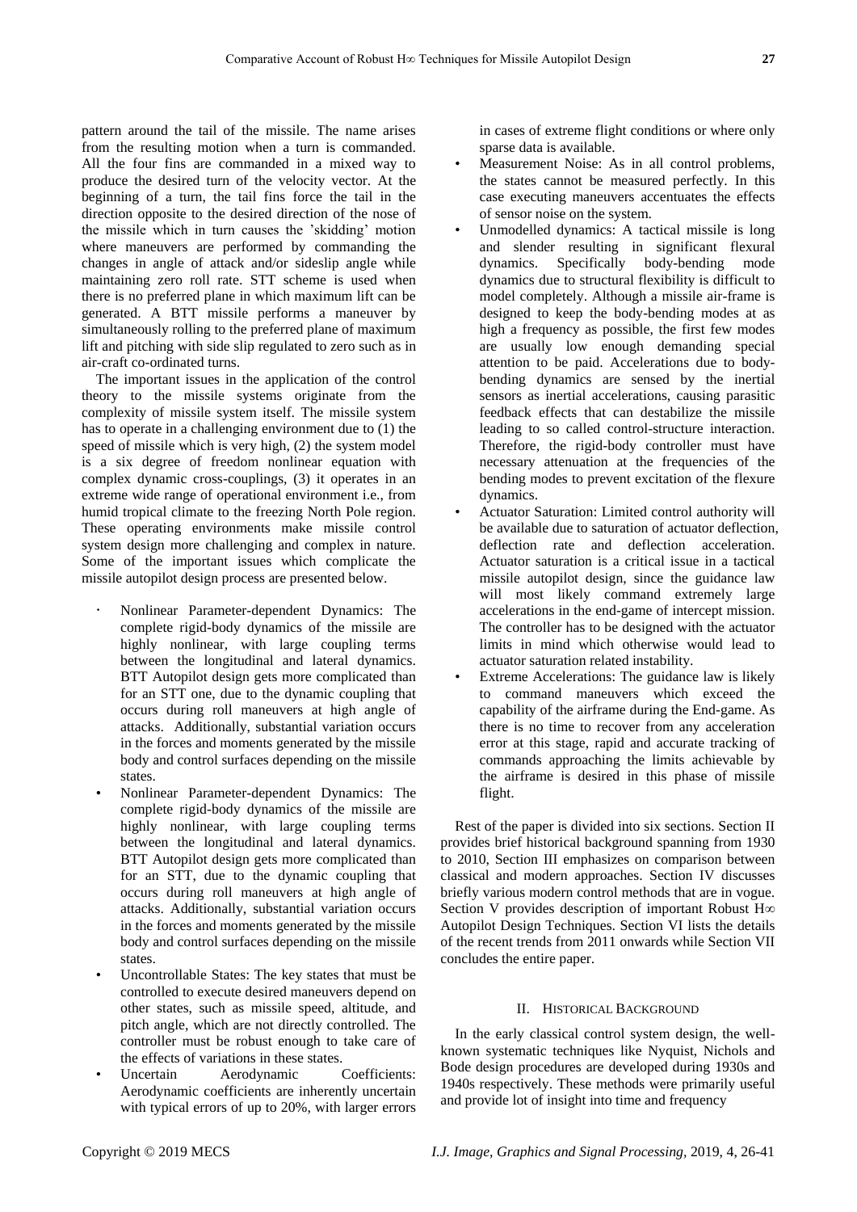pattern around the tail of the missile. The name arises from the resulting motion when a turn is commanded. All the four fins are commanded in a mixed way to produce the desired turn of the velocity vector. At the beginning of a turn, the tail fins force the tail in the direction opposite to the desired direction of the nose of the missile which in turn causes the 'skidding' motion where maneuvers are performed by commanding the changes in angle of attack and/or sideslip angle while maintaining zero roll rate. STT scheme is used when there is no preferred plane in which maximum lift can be generated. A BTT missile performs a maneuver by simultaneously rolling to the preferred plane of maximum lift and pitching with side slip regulated to zero such as in air-craft co-ordinated turns.

The important issues in the application of the control theory to the missile systems originate from the complexity of missile system itself. The missile system has to operate in a challenging environment due to (1) the speed of missile which is very high, (2) the system model is a six degree of freedom nonlinear equation with complex dynamic cross-couplings, (3) it operates in an extreme wide range of operational environment i.e., from humid tropical climate to the freezing North Pole region. These operating environments make missile control system design more challenging and complex in nature. Some of the important issues which complicate the missile autopilot design process are presented below.

- Nonlinear Parameter-dependent Dynamics: The complete rigid-body dynamics of the missile are highly nonlinear, with large coupling terms between the longitudinal and lateral dynamics. BTT Autopilot design gets more complicated than for an STT one, due to the dynamic coupling that occurs during roll maneuvers at high angle of attacks. Additionally, substantial variation occurs in the forces and moments generated by the missile body and control surfaces depending on the missile states.
- Nonlinear Parameter-dependent Dynamics: The complete rigid-body dynamics of the missile are highly nonlinear, with large coupling terms between the longitudinal and lateral dynamics. BTT Autopilot design gets more complicated than for an STT, due to the dynamic coupling that occurs during roll maneuvers at high angle of attacks. Additionally, substantial variation occurs in the forces and moments generated by the missile body and control surfaces depending on the missile states.
- Uncontrollable States: The key states that must be controlled to execute desired maneuvers depend on other states, such as missile speed, altitude, and pitch angle, which are not directly controlled. The controller must be robust enough to take care of the effects of variations in these states.
- Uncertain Aerodynamic Coefficients: Aerodynamic coefficients are inherently uncertain with typical errors of up to 20%, with larger errors in cases of extreme flight conditions or where only sparse data is available.
- Measurement Noise: As in all control problems, the states cannot be measured perfectly. In this case executing maneuvers accentuates the effects of sensor noise on the system.
- Unmodelled dynamics: A tactical missile is long and slender resulting in significant flexural dynamics. Specifically body-bending mode dynamics due to structural flexibility is difficult to model completely. Although a missile air-frame is designed to keep the body-bending modes at as high a frequency as possible, the first few modes are usually low enough demanding special attention to be paid. Accelerations due to body-bending dynamics are sensed by the inertial sensors as inertial accelerations, causing parasitic feedback effects that can destabilize the missile leading to so called control-structure interaction. Therefore, the rigid-body controller must have necessary attenuation at the frequencies of the bending modes to prevent excitation of the flexure dynamics.
- Actuator Saturation: Limited control authority will be available due to saturation of actuator deflection, deflection rate and deflection acceleration. Actuator saturation is a critical issue in a tactical missile autopilot design, since the guidance law will most likely command extremely large accelerations in the end-game of intercept mission. The controller has to be designed with the actuator limits in mind which otherwise would lead to actuator saturation related instability.
- Extreme Accelerations: The guidance law is likely to command maneuvers which exceed the capability of the airframe during the End-game. As there is no time to recover from any acceleration error at this stage, rapid and accurate tracking of commands approaching the limits achievable by the airframe is desired in this phase of missile flight.

Rest of the paper is divided into six sections. Section II provides brief historical background spanning from 1930 to 2010, Section III emphasizes on comparison between classical and modern approaches. Section IV discusses briefly various modern control methods that are in vogue. Section V provides description of important Robust H∞ Autopilot Design Techniques. Section VI lists the details of the recent trends from 2011 onwards while Section VII concludes the entire paper.

## II. Historical Background

In the early classical control system design, the well-known systematic techniques like Nyquist, Nichols and Bode design procedures are developed during 1930s and 1940s respectively. These methods were primarily useful and provide lot of insight into time and frequency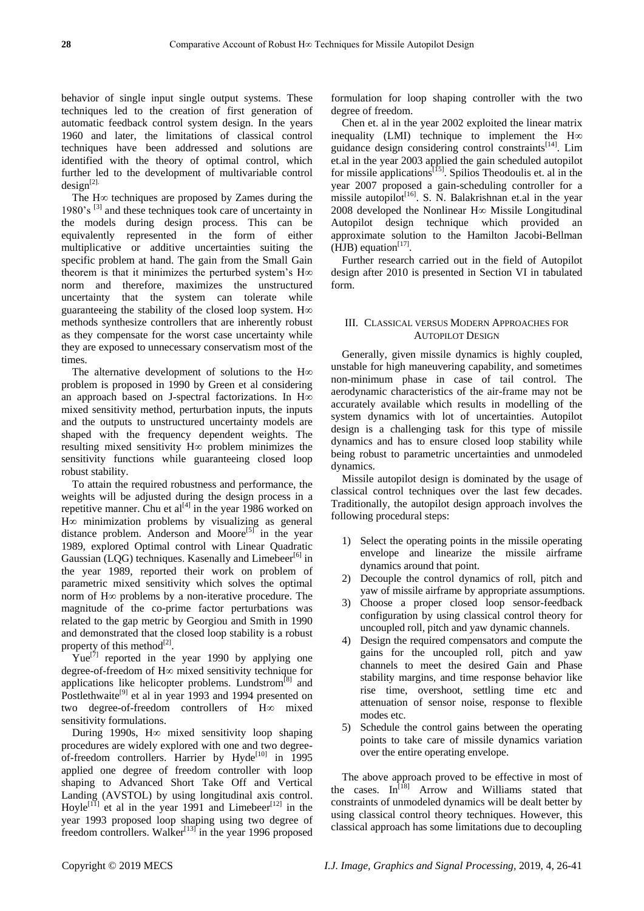behavior of single input single output systems. These techniques led to the creation of first generation of automatic feedback control system design. In the years 1960 and later, the limitations of classical control techniques have been addressed and solutions are identified with the theory of optimal control, which further led to the development of multivariable control design[2].

The H∞ techniques are proposed by Zames during the 1980's [3] and these techniques took care of uncertainty in the models during design process. This can be equivalently represented in the form of either multiplicative or additive uncertainties suiting the specific problem at hand. The gain from the Small Gain theorem is that it minimizes the perturbed system's H∞ norm and therefore, maximizes the unstructured uncertainty that the system can tolerate while guaranteeing the stability of the closed loop system. H∞ methods synthesize controllers that are inherently robust as they compensate for the worst case uncertainty while they are exposed to unnecessary conservatism most of the times.

The alternative development of solutions to the H∞ problem is proposed in 1990 by Green et al considering an approach based on J-spectral factorizations. In H∞ mixed sensitivity method, perturbation inputs, the inputs and the outputs to unstructured uncertainty models are shaped with the frequency dependent weights. The resulting mixed sensitivity H∞ problem minimizes the sensitivity functions while guaranteeing closed loop robust stability.

To attain the required robustness and performance, the weights will be adjusted during the design process in a repetitive manner. Chu et al[4] in the year 1986 worked on H∞ minimization problems by visualizing as general distance problem. Anderson and Moore[5] in the year 1989, explored Optimal control with Linear Quadratic Gaussian (LQG) techniques. Kasenally and Limebeer[6] in the year 1989, reported their work on problem of parametric mixed sensitivity which solves the optimal norm of H∞ problems by a non-iterative procedure. The magnitude of the co-prime factor perturbations was related to the gap metric by Georgiou and Smith in 1990 and demonstrated that the closed loop stability is a robust property of this method[2].

Yue[7] reported in the year 1990 by applying one degree-of-freedom of H∞ mixed sensitivity technique for applications like helicopter problems. Lundstrom[8] and Postlethwaite[9] et al in year 1993 and 1994 presented on two degree-of-freedom controllers of H∞ mixed sensitivity formulations.

During 1990s, H∞ mixed sensitivity loop shaping procedures are widely explored with one and two degree-of-freedom controllers. Harrier by Hyde[10] in 1995 applied one degree of freedom controller with loop shaping to Advanced Short Take Off and Vertical Landing (AVSTOL) by using longitudinal axis control. Hoyle[11] et al in the year 1991 and Limebeer[12] in the year 1993 proposed loop shaping using two degree of freedom controllers. Walker[13] in the year 1996 proposed formulation for loop shaping controller with the two degree of freedom.

Chen et. al in the year 2002 exploited the linear matrix inequality (LMI) technique to implement the H∞ guidance design considering control constraints[14]. Lim et.al in the year 2003 applied the gain scheduled autopilot for missile applications[15]. Spilios Theodoulis et. al in the year 2007 proposed a gain-scheduling controller for a missile autopilot[16]. S. N. Balakrishnan et.al in the year 2008 developed the Nonlinear H∞ Missile Longitudinal Autopilot design technique which provided an approximate solution to the Hamilton Jacobi-Bellman (HJB) equation[17].

Further research carried out in the field of Autopilot design after 2010 is presented in Section VI in tabulated form.

## III. Classical versus Modern Approaches for Autopilot Design

Generally, given missile dynamics is highly coupled, unstable for high maneuvering capability, and sometimes non-minimum phase in case of tail control. The aerodynamic characteristics of the air-frame may not be accurately available which results in modelling of the system dynamics with lot of uncertainties. Autopilot design is a challenging task for this type of missile dynamics and has to ensure closed loop stability while being robust to parametric uncertainties and unmodeled dynamics.

Missile autopilot design is dominated by the usage of classical control techniques over the last few decades. Traditionally, the autopilot design approach involves the following procedural steps:

1) Select the operating points in the missile operating envelope and linearize the missile airframe dynamics around that point.
2) Decouple the control dynamics of roll, pitch and yaw of missile airframe by appropriate assumptions.
3) Choose a proper closed loop sensor-feedback configuration by using classical control theory for uncoupled roll, pitch and yaw dynamic channels.
4) Design the required compensators and compute the gains for the uncoupled roll, pitch and yaw channels to meet the desired Gain and Phase stability margins, and time response behavior like rise time, overshoot, settling time etc and attenuation of sensor noise, response to flexible modes etc.
5) Schedule the control gains between the operating points to take care of missile dynamics variation over the entire operating envelope.

The above approach proved to be effective in most of the cases. In[18] Arrow and Williams stated that constraints of unmodeled dynamics will be dealt better by using classical control theory techniques. However, this classical approach has some limitations due to decoupling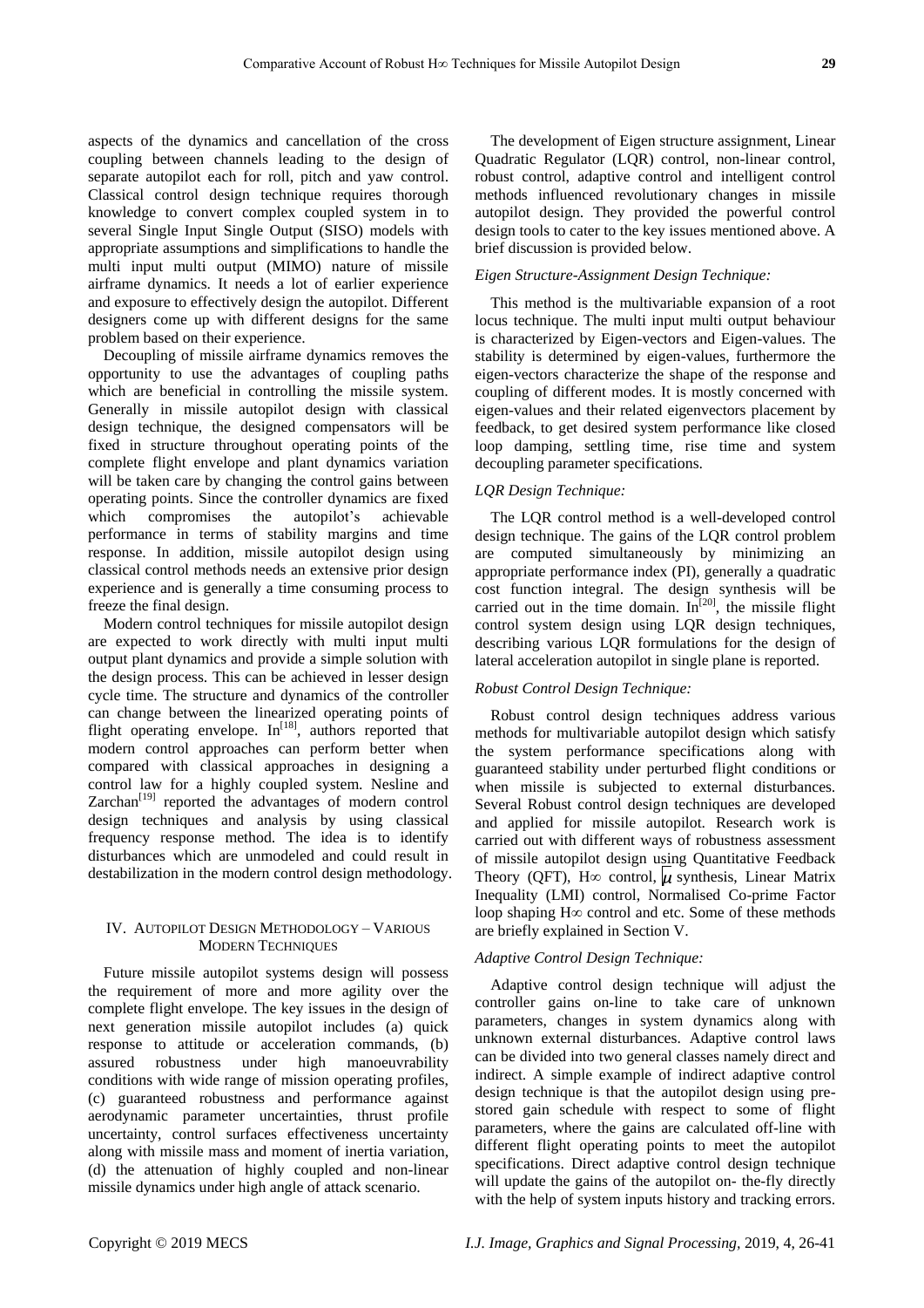aspects of the dynamics and cancellation of the cross coupling between channels leading to the design of separate autopilot each for roll, pitch and yaw control. Classical control design technique requires thorough knowledge to convert complex coupled system in to several Single Input Single Output (SISO) models with appropriate assumptions and simplifications to handle the multi input multi output (MIMO) nature of missile airframe dynamics. It needs a lot of earlier experience and exposure to effectively design the autopilot. Different designers come up with different designs for the same problem based on their experience.

Decoupling of missile airframe dynamics removes the opportunity to use the advantages of coupling paths which are beneficial in controlling the missile system. Generally in missile autopilot design with classical design technique, the designed compensators will be fixed in structure throughout operating points of the complete flight envelope and plant dynamics variation will be taken care by changing the control gains between operating points. Since the controller dynamics are fixed which compromises the autopilot's achievable performance in terms of stability margins and time response. In addition, missile autopilot design using classical control methods needs an extensive prior design experience and is generally a time consuming process to freeze the final design.

Modern control techniques for missile autopilot design are expected to work directly with multi input multi output plant dynamics and provide a simple solution with the design process. This can be achieved in lesser design cycle time. The structure and dynamics of the controller can change between the linearized operating points of flight operating envelope. In[18], authors reported that modern control approaches can perform better when compared with classical approaches in designing a control law for a highly coupled system. Nesline and Zarchan[19] reported the advantages of modern control design techniques and analysis by using classical frequency response method. The idea is to identify disturbances which are unmodeled and could result in destabilization in the modern control design methodology.

## IV. Autopilot Design Methodology – Various Modern Techniques

Future missile autopilot systems design will possess the requirement of more and more agility over the complete flight envelope. The key issues in the design of next generation missile autopilot includes (a) quick response to attitude or acceleration commands, (b) assured robustness under high manoeuvrability conditions with wide range of mission operating profiles, (c) guaranteed robustness and performance against aerodynamic parameter uncertainties, thrust profile uncertainty, control surfaces effectiveness uncertainty along with missile mass and moment of inertia variation, (d) the attenuation of highly coupled and non-linear missile dynamics under high angle of attack scenario.

The development of Eigen structure assignment, Linear Quadratic Regulator (LQR) control, non-linear control, robust control, adaptive control and intelligent control methods influenced revolutionary changes in missile autopilot design. They provided the powerful control design tools to cater to the key issues mentioned above. A brief discussion is provided below.

*Eigen Structure-Assignment Design Technique:*

This method is the multivariable expansion of a root locus technique. The multi input multi output behaviour is characterized by Eigen-vectors and Eigen-values. The stability is determined by eigen-values, furthermore the eigen-vectors characterize the shape of the response and coupling of different modes. It is mostly concerned with eigen-values and their related eigenvectors placement by feedback, to get desired system performance like closed loop damping, settling time, rise time and system decoupling parameter specifications.

*LQR Design Technique:*

The LQR control method is a well-developed control design technique. The gains of the LQR control problem are computed simultaneously by minimizing an appropriate performance index (PI), generally a quadratic cost function integral. The design synthesis will be carried out in the time domain. In[20], the missile flight control system design using LQR design techniques, describing various LQR formulations for the design of lateral acceleration autopilot in single plane is reported.

*Robust Control Design Technique:*

Robust control design techniques address various methods for multivariable autopilot design which satisfy the system performance specifications along with guaranteed stability under perturbed flight conditions or when missile is subjected to external disturbances. Several Robust control design techniques are developed and applied for missile autopilot. Research work is carried out with different ways of robustness assessment of missile autopilot design using Quantitative Feedback Theory (QFT), H∞ control, $\mu$ synthesis, Linear Matrix Inequality (LMI) control, Normalised Co-prime Factor loop shaping H∞ control and etc. Some of these methods are briefly explained in Section V.

*Adaptive Control Design Technique:*

Adaptive control design technique will adjust the controller gains on-line to take care of unknown parameters, changes in system dynamics along with unknown external disturbances. Adaptive control laws can be divided into two general classes namely direct and indirect. A simple example of indirect adaptive control design technique is that the autopilot design using pre-stored gain schedule with respect to some of flight parameters, where the gains are calculated off-line with different flight operating points to meet the autopilot specifications. Direct adaptive control design technique will update the gains of the autopilot on- the-fly directly with the help of system inputs history and tracking errors.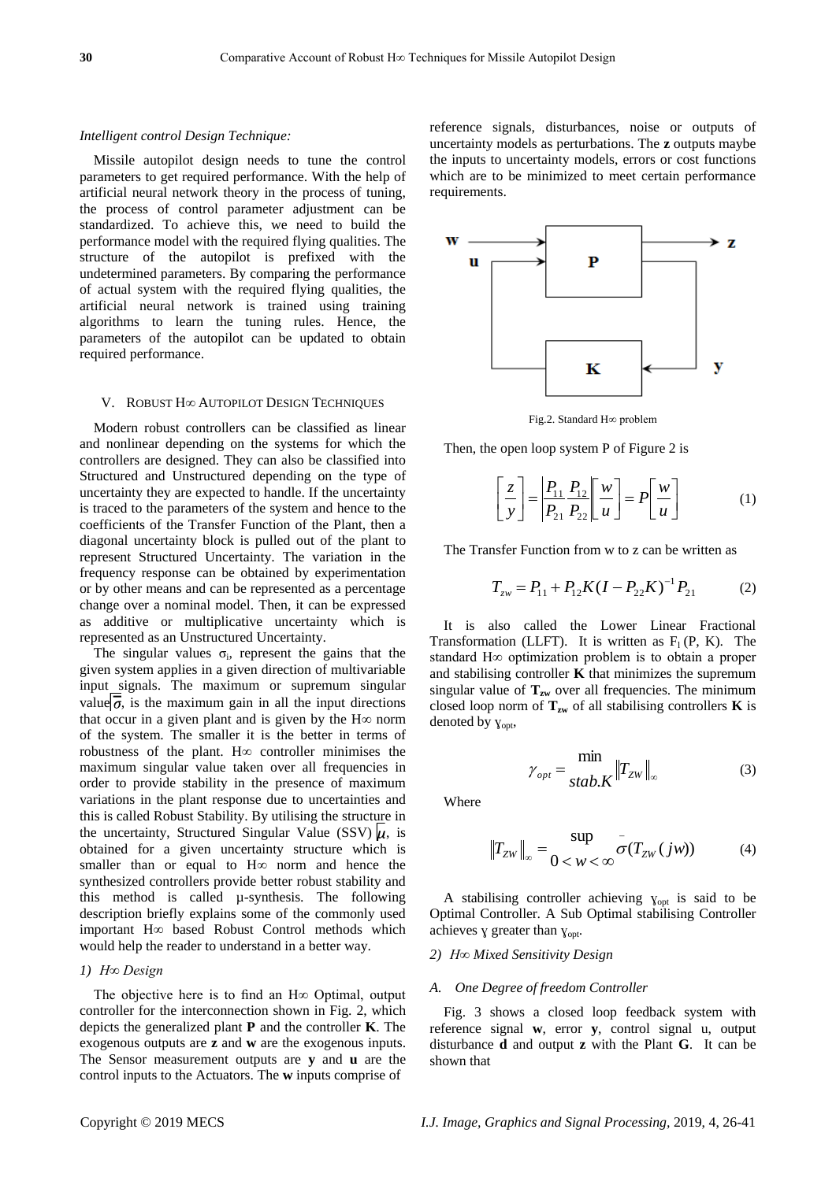*Intelligent control Design Technique:*

Missile autopilot design needs to tune the control parameters to get required performance. With the help of artificial neural network theory in the process of tuning, the process of control parameter adjustment can be standardized. To achieve this, we need to build the performance model with the required flying qualities. The structure of the autopilot is prefixed with the undetermined parameters. By comparing the performance of actual system with the required flying qualities, the artificial neural network is trained using training algorithms to learn the tuning rules. Hence, the parameters of the autopilot can be updated to obtain required performance.

## V. Robust H∞ Autopilot Design Techniques

Modern robust controllers can be classified as linear and nonlinear depending on the systems for which the controllers are designed. They can also be classified into Structured and Unstructured depending on the type of uncertainty they are expected to handle. If the uncertainty is traced to the parameters of the system and hence to the coefficients of the Transfer Function of the Plant, then a diagonal uncertainty block is pulled out of the plant to represent Structured Uncertainty. The variation in the frequency response can be obtained by experimentation or by other means and can be represented as a percentage change over a nominal model. Then, it can be expressed as additive or multiplicative uncertainty which is represented as an Unstructured Uncertainty.

The singular values $\sigma_i$, represent the gains that the given system applies in a given direction of multivariable input signals. The maximum or supremum singular value $\bar{\sigma}$, is the maximum gain in all the input directions that occur in a given plant and is given by the H∞ norm of the system. The smaller it is the better in terms of robustness of the plant. H∞ controller minimises the maximum singular value taken over all frequencies in order to provide stability in the presence of maximum variations in the plant response due to uncertainties and this is called Robust Stability. By utilising the structure in the uncertainty, Structured Singular Value (SSV) $\mu$, is obtained for a given uncertainty structure which is smaller than or equal to H∞ norm and hence the synthesized controllers provide better robust stability and this method is called µ-synthesis. The following description briefly explains some of the commonly used important H∞ based Robust Control methods which would help the reader to understand in a better way.

### 1) H∞ Design

The objective here is to find an H∞ Optimal, output controller for the interconnection shown in Fig. 2, which depicts the generalized plant **P** and the controller **K**. The exogenous outputs are **z** and **w** are the exogenous inputs. The Sensor measurement outputs are **y** and **u** are the control inputs to the Actuators. The **w** inputs comprise of reference signals, disturbances, noise or outputs of uncertainty models as perturbations. The **z** outputs maybe the inputs to uncertainty models, errors or cost functions which are to be minimized to meet certain performance requirements.

Fig.2. Standard H∞ problem

Then, the open loop system P of Figure 2 is

$$\begin{bmatrix} z \\ y \end{bmatrix} = \begin{bmatrix} P_{11} & P_{12} \\ P_{21} & P_{22} \end{bmatrix} \begin{bmatrix} w \\ u \end{bmatrix} = P \begin{bmatrix} w \\ u \end{bmatrix} \tag{1}$$

The Transfer Function from w to z can be written as

$$T_{zw} = P_{11} + P_{12}K(I - P_{22}K)^{-1}P_{21} \tag{2}$$

It is also called the Lower Linear Fractional Transformation (LLFT). It is written as $F_l$ (P, K). The standard H∞ optimization problem is to obtain a proper and stabilising controller **K** that minimizes the supremum singular value of $\mathbf{T_{zw}}$ over all frequencies. The minimum closed loop norm of $\mathbf{T_{zw}}$ of all stabilising controllers **K** is denoted by $\gamma_{opt}$,

$$\gamma_{opt} = \min_{stab.K} \|T_{ZW}\|_\infty \tag{3}$$

Where

$$\|T_{ZW}\|_\infty = \sup_{0 < w < \infty} \bar{\sigma}(T_{ZW}(jw)) \tag{4}$$

A stabilising controller achieving $\gamma_{opt}$ is said to be Optimal Controller. A Sub Optimal stabilising Controller achieves $\gamma$ greater than $\gamma_{opt}$.

### 2) H∞ Mixed Sensitivity Design

#### A. One Degree of freedom Controller

Fig. 3 shows a closed loop feedback system with reference signal **w**, error **y**, control signal u, output disturbance **d** and output **z** with the Plant **G**. It can be shown that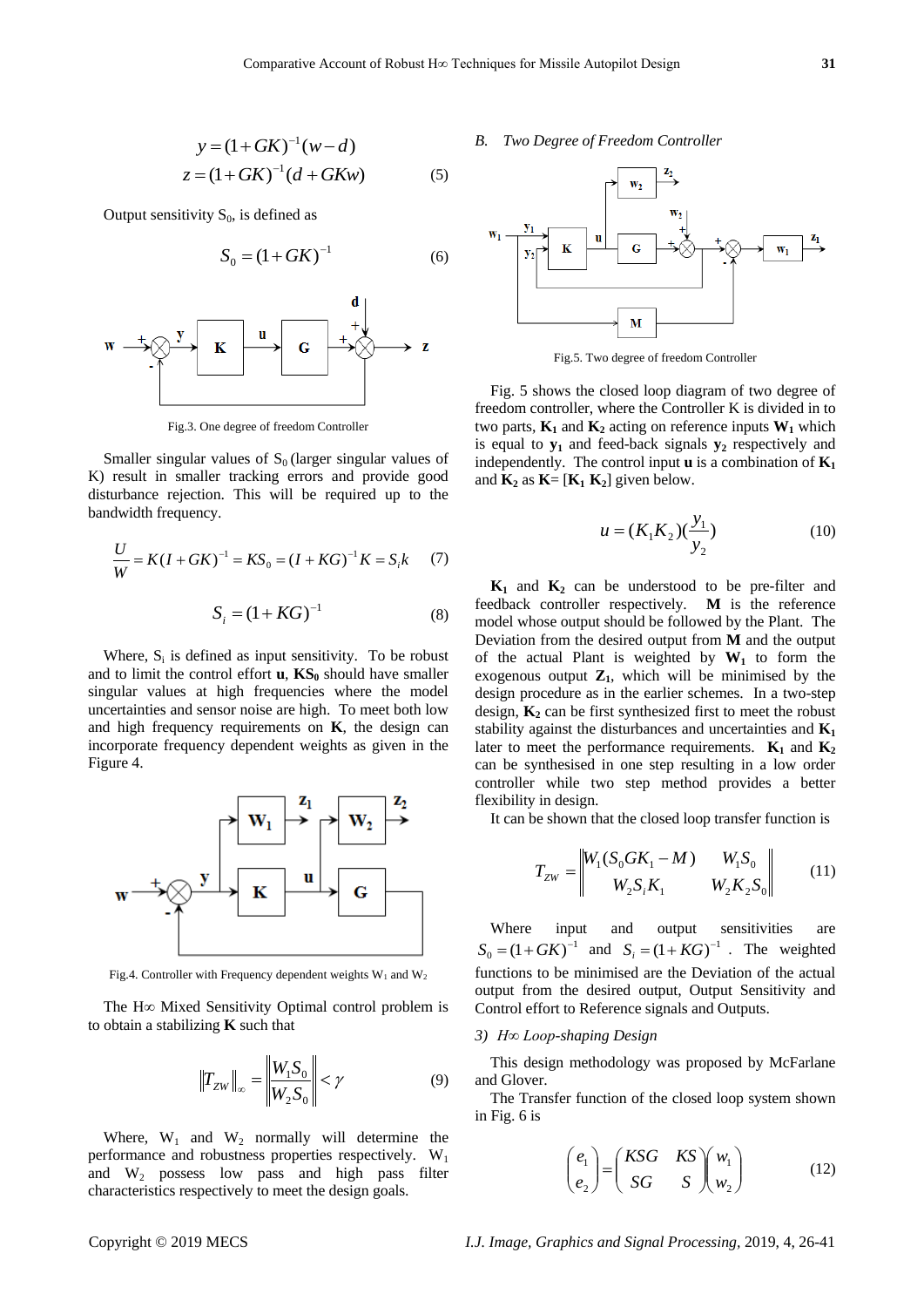$$y = (1+GK)^{-1}(w-d)$$
$$z = (1+GK)^{-1}(d+GKw) \quad (5)$$

Output sensitivity $S_0$, is defined as

$$S_0 = (1+GK)^{-1} \quad (6)$$

Fig.3. One degree of freedom Controller

Smaller singular values of $S_0$ (larger singular values of K) result in smaller tracking errors and provide good disturbance rejection. This will be required up to the bandwidth frequency.

$$\frac{U}{W} = K(I+GK)^{-1} = KS_0 = (I+KG)^{-1}K = S_i k \quad (7)$$

$$S_i = (1+KG)^{-1} \quad (8)$$

Where, $S_i$ is defined as input sensitivity. To be robust and to limit the control effort **u**, **KS$_0$** should have smaller singular values at high frequencies where the model uncertainties and sensor noise are high. To meet both low and high frequency requirements on **K**, the design can incorporate frequency dependent weights as given in the Figure 4.

Fig.4. Controller with Frequency dependent weights $W_1$ and $W_2$

The H∞ Mixed Sensitivity Optimal control problem is to obtain a stabilizing **K** such that

$$\|T_{ZW}\|_\infty = \left\| \begin{matrix} W_1 S_0 \\ W_2 S_0 \end{matrix} \right\| < \gamma \quad (9)$$

Where, $W_1$ and $W_2$ normally will determine the performance and robustness properties respectively. $W_1$ and $W_2$ possess low pass and high pass filter characteristics respectively to meet the design goals.

*B. Two Degree of Freedom Controller*

Fig.5. Two degree of freedom Controller

Fig. 5 shows the closed loop diagram of two degree of freedom controller, where the Controller K is divided in to two parts, **K$_1$** and **K$_2$** acting on reference inputs **W$_1$** which is equal to **y$_1$** and feed-back signals **y$_2$** respectively and independently. The control input **u** is a combination of **K$_1$** and **K$_2$** as **K**= [**K$_1$ K$_2$**] given below.

$$u = (K_1 K_2)\begin{pmatrix} y_1 \\ y_2 \end{pmatrix} \quad (10)$$

**K$_1$** and **K$_2$** can be understood to be pre-filter and feedback controller respectively. **M** is the reference model whose output should be followed by the Plant. The Deviation from the desired output from **M** and the output of the actual Plant is weighted by **W$_1$** to form the exogenous output **Z$_1$**, which will be minimised by the design procedure as in the earlier schemes. In a two-step design, **K$_2$** can be first synthesized first to meet the robust stability against the disturbances and uncertainties and **K$_1$** later to meet the performance requirements. **K$_1$** and **K$_2$** can be synthesised in one step resulting in a low order controller while two step method provides a better flexibility in design.

It can be shown that the closed loop transfer function is

$$T_{ZW} = \left\| \begin{matrix} W_1(S_0 G K_1 - M) & W_1 S_0 \\ W_2 S_i K_1 & W_2 K_2 S_0 \end{matrix} \right\| \quad (11)$$

Where input and output sensitivities are $S_0 = (1+GK)^{-1}$ and $S_i = (1+KG)^{-1}$. The weighted functions to be minimised are the Deviation of the actual output from the desired output, Output Sensitivity and Control effort to Reference signals and Outputs.

*3) H∞ Loop-shaping Design*

This design methodology was proposed by McFarlane and Glover.

The Transfer function of the closed loop system shown in Fig. 6 is

$$\begin{pmatrix} e_1 \\ e_2 \end{pmatrix} = \begin{pmatrix} KSG & KS \\ SG & S \end{pmatrix} \begin{pmatrix} w_1 \\ w_2 \end{pmatrix} \quad (12)$$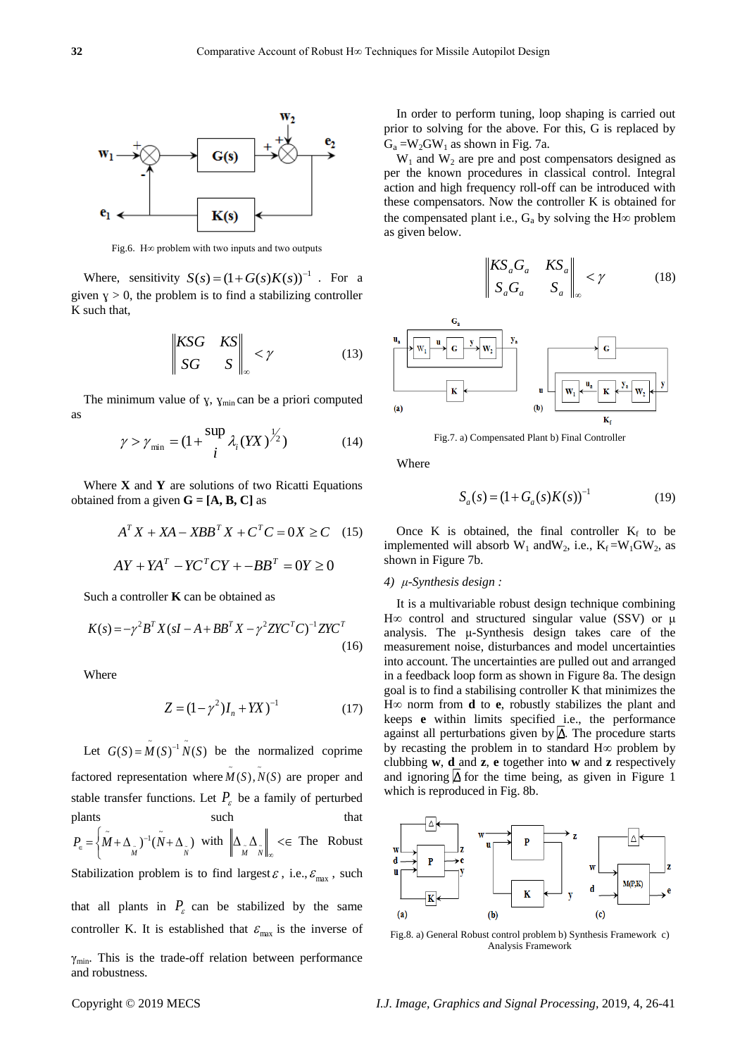Fig.6. H∞ problem with two inputs and two outputs

Where, sensitivity $S(s)=(1+G(s)K(s))^{-1}$. For a given γ > 0, the problem is to find a stabilizing controller K such that,

$$\left\| \begin{matrix} KSG & KS \\ SG & S \end{matrix} \right\|_{\infty} < \gamma \tag{13}$$

The minimum value of γ, $\gamma_{min}$ can be a priori computed as

$$\gamma > \gamma_{\min} = (1 + \sup_{i} \lambda_i (YX)^{1/2}) \tag{14}$$

Where **X** and **Y** are solutions of two Ricatti Equations obtained from a given **G = [A, B, C]** as

$$A^T X + XA - XBB^T X + C^T C = 0 X \geq C \quad (15)$$

$$AY + YA^T - YC^T CY + -BB^T = 0 Y \geq 0$$

Such a controller **K** can be obtained as

$$K(s) = -\gamma^2 B^T X (sI - A + BB^T X - \gamma^2 ZYC^T C)^{-1} ZYC^T \tag{16}$$

Where

$$Z = (1-\gamma^2) I_n + YX)^{-1} \tag{17}$$

Let $G(S) = \tilde{M}(S)^{-1}\tilde{N}(S)$ be the normalized coprime factored representation where $\tilde{M}(S), \tilde{N}(S)$ are proper and stable transfer functions. Let $P_\varepsilon$ be a family of perturbed plants such that $P_\in = \left\{ \tilde{M} + \Delta_{\tilde{M}} )^{-1} (\tilde{N} + \Delta_{\tilde{N}}) \right.$ with $\left\| \Delta_{\tilde{M}} \Delta_{\tilde{N}} \right\|_\infty < \in$ The Robust Stabilization problem is to find largest $\varepsilon$, i.e., $\varepsilon_{\max}$, such that all plants in $P_\varepsilon$ can be stabilized by the same controller K. It is established that $\varepsilon_{\max}$ is the inverse of $\gamma_{min}$. This is the trade-off relation between performance and robustness.

In order to perform tuning, loop shaping is carried out prior to solving for the above. For this, G is replaced by $G_a = W_2 G W_1$ as shown in Fig. 7a.

$W_1$ and $W_2$ are pre and post compensators designed as per the known procedures in classical control. Integral action and high frequency roll-off can be introduced with these compensators. Now the controller K is obtained for the compensated plant i.e., $G_a$ by solving the H∞ problem as given below.

$$\left\| \begin{matrix} KS_a G_a & KS_a \\ S_a G_a & S_a \end{matrix} \right\|_{\infty} < \gamma \tag{18}$$

Fig.7. a) Compensated Plant b) Final Controller

Where

$$S_a(s) = (1 + G_a(s)K(s))^{-1} \tag{19}$$

Once K is obtained, the final controller $K_f$ to be implemented will absorb $W_1$ and $W_2$, i.e., $K_f = W_1 G W_2$, as shown in Figure 7b.

*4) μ-Synthesis design :*

It is a multivariable robust design technique combining H∞ control and structured singular value (SSV) or μ analysis. The μ-Synthesis design takes care of the measurement noise, disturbances and model uncertainties into account. The uncertainties are pulled out and arranged in a feedback loop form as shown in Figure 8a. The design goal is to find a stabilising controller K that minimizes the H∞ norm from **d** to **e**, robustly stabilizes the plant and keeps **e** within limits specified i.e., the performance against all perturbations given by Δ. The procedure starts by recasting the problem in to standard H∞ problem by clubbing **w**, **d** and **z**, **e** together into **w** and **z** respectively and ignoring Δ for the time being, as given in Figure 1 which is reproduced in Fig. 8b.

Fig.8. a) General Robust control problem b) Synthesis Framework c) Analysis Framework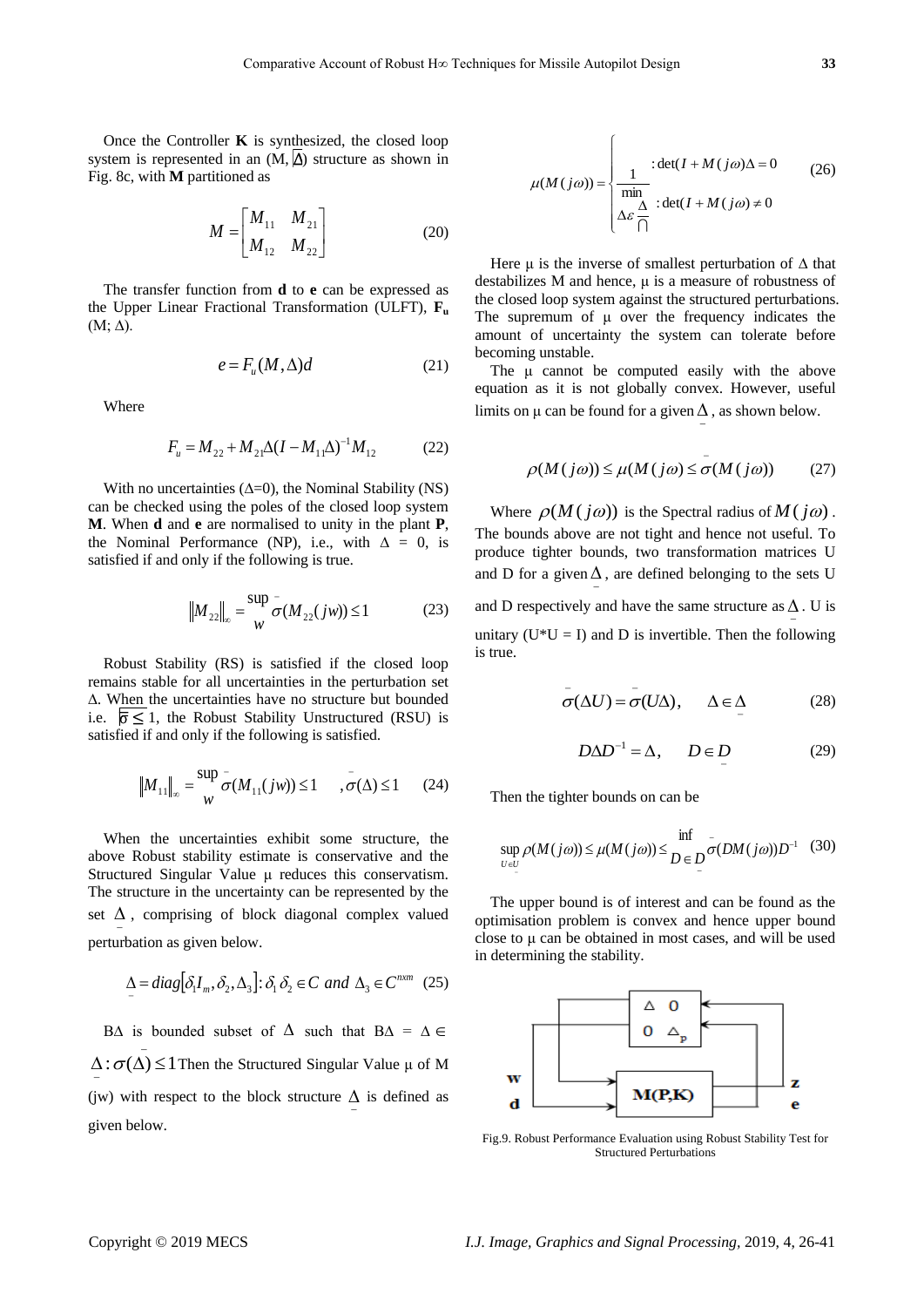Once the Controller **K** is synthesized, the closed loop system is represented in an (M, $\Delta$) structure as shown in Fig. 8c, with **M** partitioned as

$$M = \begin{bmatrix} M_{11} & M_{21} \\ M_{12} & M_{22} \end{bmatrix} \quad (20)$$

The transfer function from **d** to **e** can be expressed as the Upper Linear Fractional Transformation (ULFT), $F_u$ (M; Δ).

$$e = F_u(M, \Delta)d \quad (21)$$

Where

$$F_u = M_{22} + M_{21}\Delta(I - M_{11}\Delta)^{-1}M_{12} \quad (22)$$

With no uncertainties (Δ=0), the Nominal Stability (NS) can be checked using the poles of the closed loop system **M**. When **d** and **e** are normalised to unity in the plant **P**, the Nominal Performance (NP), i.e., with Δ = 0, is satisfied if and only if the following is true.

$$\|M_{22}\|_\infty = \sup_w \bar{\sigma}(M_{22}(jw)) \le 1 \quad (23)$$

Robust Stability (RS) is satisfied if the closed loop remains stable for all uncertainties in the perturbation set Δ. When the uncertainties have no structure but bounded i.e. $\bar{\sigma} \le 1$, the Robust Stability Unstructured (RSU) is satisfied if and only if the following is satisfied.

$$\|M_{11}\|_\infty = \sup_w \bar{\sigma}(M_{11}(jw)) \le 1 \quad , \bar{\sigma}(\Delta) \le 1 \quad (24)$$

When the uncertainties exhibit some structure, the above Robust stability estimate is conservative and the Structured Singular Value μ reduces this conservatism. The structure in the uncertainty can be represented by the set $\underline{\Delta}$, comprising of block diagonal complex valued perturbation as given below.

$$\underline{\Delta} = diag[\delta_1 I_m, \delta_2, \Delta_3] : \delta_1 \delta_2 \in C \text{ and } \Delta_3 \in C^{nxm} \quad (25)$$

BΔ is bounded subset of $\underline{\Delta}$ such that BΔ = Δ ∈ $\underline{\Delta} : \bar{\sigma}(\Delta) \le 1$ Then the Structured Singular Value μ of M (jw) with respect to the block structure $\underline{\Delta}$ is defined as given below.

$$\mu(M(j\omega)) = \begin{cases} & : \det(I + M(j\omega)\Delta = 0 \\ \dfrac{1}{\min\limits_{\Delta \varepsilon \underline{\Delta}} \bigcap} & : \det(I + M(j\omega) \ne 0 \end{cases} \quad (26)$$

Here μ is the inverse of smallest perturbation of Δ that destabilizes M and hence, μ is a measure of robustness of the closed loop system against the structured perturbations. The supremum of μ over the frequency indicates the amount of uncertainty the system can tolerate before becoming unstable.

The μ cannot be computed easily with the above equation as it is not globally convex. However, useful limits on μ can be found for a given $\underline{\Delta}$, as shown below.

$$\rho(M(j\omega)) \le \mu(M(j\omega) \le \bar{\sigma}(M(j\omega)) \quad (27)$$

Where $\rho(M(j\omega))$ is the Spectral radius of $M(j\omega)$. The bounds above are not tight and hence not useful. To produce tighter bounds, two transformation matrices U and D for a given $\underline{\Delta}$, are defined belonging to the sets U and D respectively and have the same structure as $\underline{\Delta}$. U is unitary (U\*U = I) and D is invertible. Then the following is true.

$$\bar{\sigma}(\Delta U) = \bar{\sigma}(U\Delta), \quad \Delta \in \underline{\Delta} \quad (28)$$

$$D\Delta D^{-1} = \Delta, \quad D \in \underline{D} \quad (29)$$

Then the tighter bounds on can be

$$\sup_{U \in \underline{U}} \rho(M(j\omega)) \le \mu(M(j\omega)) \le \inf_{D \in \underline{D}} \bar{\sigma}(DM(j\omega))D^{-1} \quad (30)$$

The upper bound is of interest and can be found as the optimisation problem is convex and hence upper bound close to μ can be obtained in most cases, and will be used in determining the stability.

Fig.9. Robust Performance Evaluation using Robust Stability Test for Structured Perturbations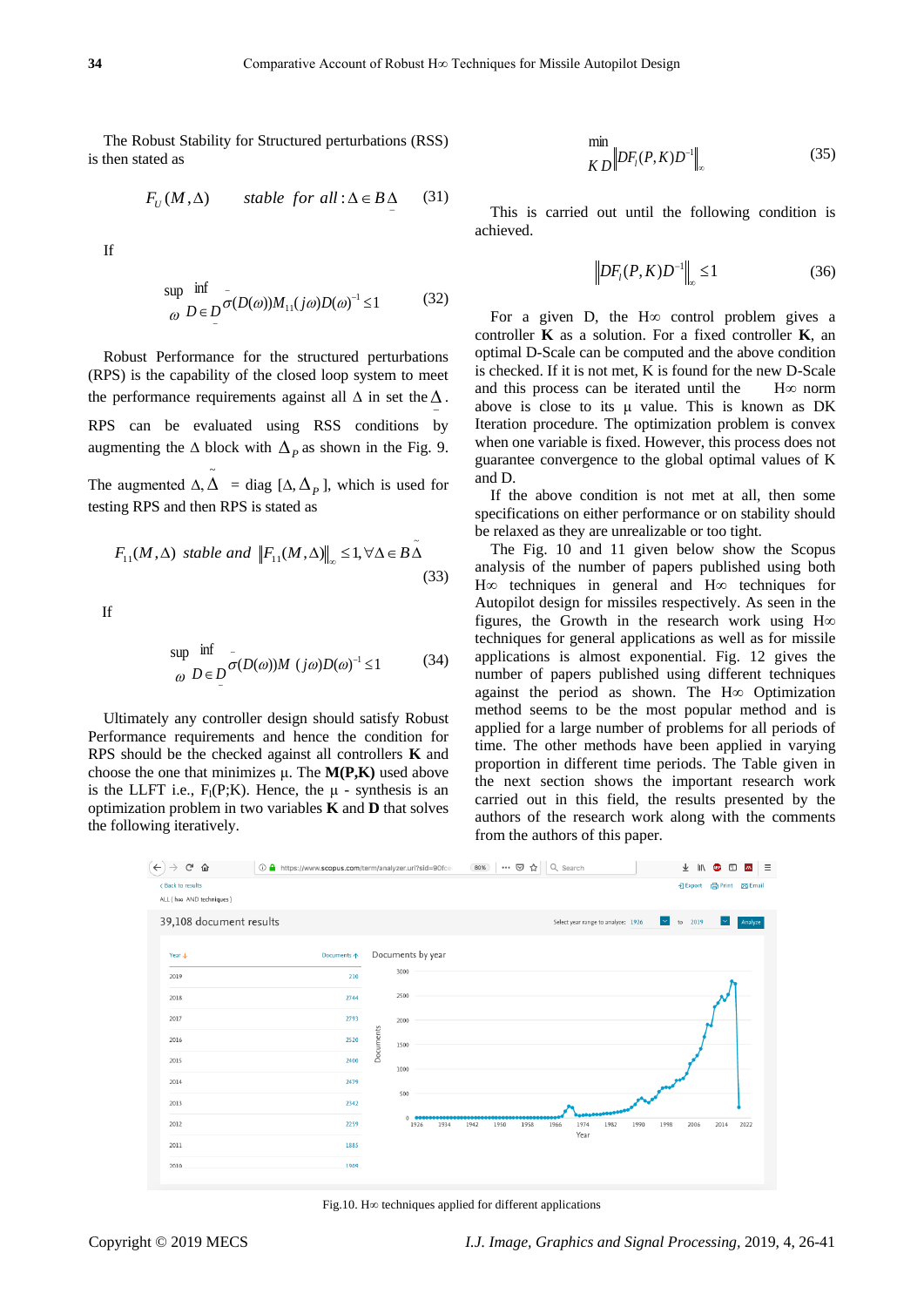The Robust Stability for Structured perturbations (RSS) is then stated as

$$F_U(M,\Delta) \quad stable \;\; for \;\; all : \Delta \in B\underline{\Delta} \tag{31}$$

If

$$\sup_{\omega} \inf_{D \in \underline{D}} \bar{\sigma}(D(\omega))M_{11}(j\omega)D(\omega)^{-1} \leq 1 \tag{32}$$

Robust Performance for the structured perturbations (RPS) is the capability of the closed loop system to meet the performance requirements against all $\Delta$ in set the $\underline{\Delta}$. RPS can be evaluated using RSS conditions by augmenting the $\Delta$ block with $\Delta_P$ as shown in the Fig. 9. The augmented $\Delta, \tilde{\underline{\Delta}}$ = diag $[\Delta, \Delta_P]$, which is used for testing RPS and then RPS is stated as

$$F_{11}(M,\Delta) \;\; stable \;\; and \;\; \left\|F_{11}(M,\Delta)\right\|_{\infty} \leq 1, \forall \Delta \in B\tilde{\underline{\Delta}} \tag{33}$$

If

$$\sup_{\omega} \inf_{D \in \underline{D}} \bar{\sigma}(D(\omega))M\,(j\omega)D(\omega)^{-1} \leq 1 \tag{34}$$

Ultimately any controller design should satisfy Robust Performance requirements and hence the condition for RPS should be the checked against all controllers **K** and choose the one that minimizes μ. The **M(P,K)** used above is the LLFT i.e., $F_l(P;K)$. Hence, the μ - synthesis is an optimization problem in two variables **K** and **D** that solves the following iteratively.

$$\min_{K\,D} \left\|DF_l(P,K)D^{-1}\right\|_{\infty} \tag{35}$$

This is carried out until the following condition is achieved.

$$\left\|DF_l(P,K)D^{-1}\right\|_{\infty} \leq 1 \tag{36}$$

For a given D, the H∞ control problem gives a controller **K** as a solution. For a fixed controller **K**, an optimal D-Scale can be computed and the above condition is checked. If it is not met, K is found for the new D-Scale and this process can be iterated until the H∞ norm above is close to its μ value. This is known as DK Iteration procedure. The optimization problem is convex when one variable is fixed. However, this process does not guarantee convergence to the global optimal values of K and D.

If the above condition is not met at all, then some specifications on either performance or on stability should be relaxed as they are unrealizable or too tight.

The Fig. 10 and 11 given below show the Scopus analysis of the number of papers published using both H∞ techniques in general and H∞ techniques for Autopilot design for missiles respectively. As seen in the figures, the Growth in the research work using H∞ techniques for general applications as well as for missile applications is almost exponential. Fig. 12 gives the number of papers published using different techniques against the period as shown. The H∞ Optimization method seems to be most popular method and is applied for a large number of problems for all periods of time. The other methods have been applied in varying proportion in different time periods. The Table given in the next section shows the important research work carried out in this field, the results presented by the authors of the research work along with the comments from the authors of this paper.

Fig.10. H∞ techniques applied for different applications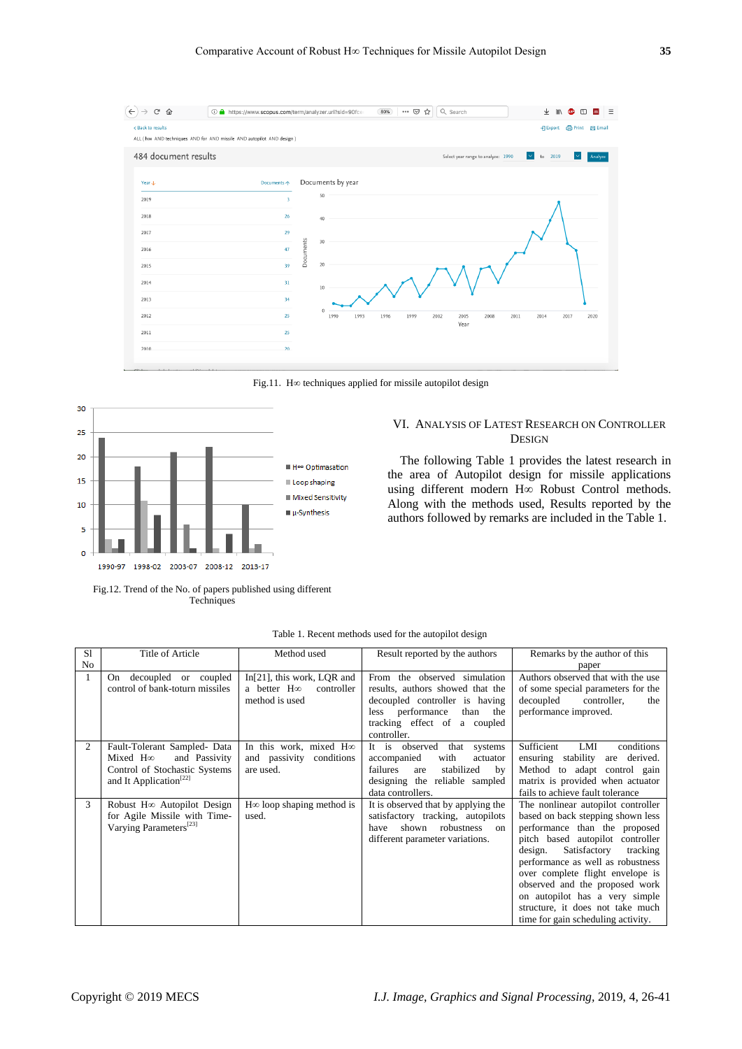Fig.11. H∞ techniques applied for missile autopilot design

Fig.12. Trend of the No. of papers published using different Techniques

## VI. ANALYSIS OF LATEST RESEARCH ON CONTROLLER DESIGN

The following Table 1 provides the latest research in the area of Autopilot design for missile applications using different modern H∞ Robust Control methods. Along with the methods used, Results reported by the authors followed by remarks are included in the Table 1.

Table 1. Recent methods used for the autopilot design

| Sl No | Title of Article | Method used | Result reported by the authors | Remarks by the author of this paper |
|---|---|---|---|---|
| 1 | On decoupled or coupled control of bank-toturn missiles | In[21], this work, LQR and a better H∞ controller method is used | From the observed simulation results, authors showed that the decoupled controller is having less performance than the tracking effect of a coupled controller. | Authors observed that with the use of some special parameters for the decoupled controller, the performance improved. |
| 2 | Fault-Tolerant Sampled- Data Mixed H∞ and Passivity Control of Stochastic Systems and It Application[22] | In this work, mixed H∞ and passivity conditions are used. | It is observed that systems accompanied with actuator failures are stabilized by designing the reliable sampled data controllers. | Sufficient LMI conditions ensuring stability are derived. Method to adapt control gain matrix is provided when actuator fails to achieve fault tolerance |
| 3 | Robust H∞ Autopilot Design for Agile Missile with Time-Varying Parameters[23] | H∞ loop shaping method is used. | It is observed that by applying the satisfactory tracking, autopilots have shown robustness on different parameter variations. | The nonlinear autopilot controller based on back stepping shown less performance than the proposed pitch based autopilot controller design. Satisfactory tracking performance as well as robustness over complete flight envelope is observed and the proposed work on autopilot has a very simple structure, it does not take much time for gain scheduling activity. |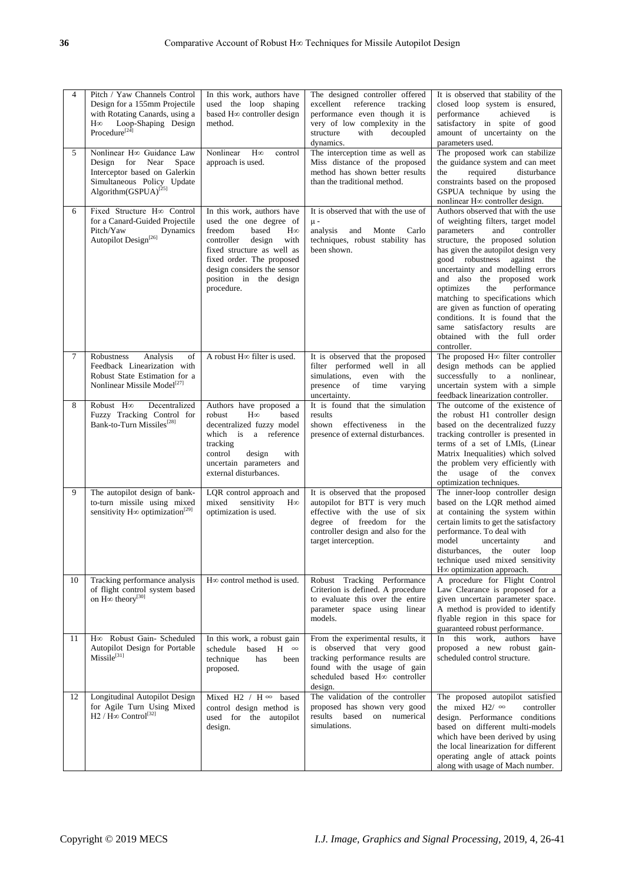| 4 | Pitch / Yaw Channels Control Design for a 155mm Projectile with Rotating Canards, using a H∞ Loop-Shaping Design Procedure[24] | In this work, authors have used the loop shaping based H∞ controller design method. | The designed controller offered excellent reference tracking performance even though it is very of low complexity in the structure with decoupled dynamics. | It is observed that stability of the closed loop system is ensured, performance achieved is satisfactory in spite of good amount of uncertainty on the parameters used. |
|---|---|---|---|---|
| 5 | Nonlinear H∞ Guidance Law Design for Near Space Interceptor based on Galerkin Simultaneous Policy Update Algorithm(GSPUA)[25] | Nonlinear H∞ control approach is used. | The interception time as well as Miss distance of the proposed method has shown better results than the traditional method. | The proposed work can stabilize the guidance system and can meet the required disturbance constraints based on the proposed GSPUA technique by using the nonlinear H∞ controller design. |
| 6 | Fixed Structure H∞ Control for a Canard-Guided Projectile Pitch/Yaw Dynamics Autopilot Design[26] | In this work, authors have used the one degree of freedom based H∞ controller design with fixed structure as well as fixed order. The proposed design considers the sensor position in the design procedure. | It is observed that with the use of μ - analysis and Monte Carlo techniques, robust stability has been shown. | Authors observed that with the use of weighting filters, target model parameters and controller structure, the proposed solution has given the autopilot design very good robustness against the uncertainty and modelling errors and also the proposed work optimizes the performance matching to specifications which are given as function of operating conditions. It is found that the same satisfactory results are obtained with the full order controller. |
| 7 | Robustness Analysis of Feedback Linearization with Robust State Estimation for a Nonlinear Missile Model[27] | A robust H∞ filter is used. | It is observed that the proposed filter performed well in all simulations, even with the presence of time varying uncertainty. | The proposed H∞ filter controller design methods can be applied successfully to a nonlinear, uncertain system with a simple feedback linearization controller. |
| 8 | Robust H∞ Decentralized Fuzzy Tracking Control for Bank-to-Turn Missiles[28] | Authors have proposed a robust H∞ based decentralized fuzzy model which is a reference tracking control design with uncertain parameters and external disturbances. | It is found that the simulation results shown effectiveness in the presence of external disturbances. | The outcome of the existence of the robust H1 controller design based on the decentralized fuzzy tracking controller is presented in terms of a set of LMIs, (Linear Matrix Inequalities) which solved the problem very efficiently with the usage of the convex optimization techniques. |
| 9 | The autopilot design of bank-to-turn missile using mixed sensitivity H∞ optimization[29] | LQR control approach and mixed sensitivity H∞ optimization is used. | It is observed that the proposed autopilot for BTT is very much effective with the use of six degree of freedom for the controller design and also for the target interception. | The inner-loop controller design based on the LQR method aimed at containing the system within certain limits to get the satisfactory performance. To deal with model uncertainty and disturbances, the outer loop technique used mixed sensitivity H∞ optimization approach. |
| 10 | Tracking performance analysis of flight control system based on H∞ theory[30] | H∞ control method is used. | Robust Tracking Performance Criterion is defined. A procedure to evaluate this over the entire parameter space using linear models. | A procedure for Flight Control Law Clearance is proposed for a given uncertain parameter space. A method is provided to identify flyable region in this space for guaranteed robust performance. |
| 11 | H∞ Robust Gain- Scheduled Autopilot Design for Portable Missile[31] | In this work, a robust gain schedule based H ∞ technique has been proposed. | From the experimental results, it is observed that very good tracking performance results are found with the usage of gain scheduled based H∞ controller design. | In this work, authors have proposed a new robust gain-scheduled control structure. |
| 12 | Longitudinal Autopilot Design for Agile Turn Using Mixed H2 / H∞ Control[32] | Mixed H2 / H ∞ based control design method is used for the autopilot design. | The validation of the controller proposed has shown very good results based on numerical simulations. | The proposed autopilot satisfied the mixed H2/ ∞ controller design. Performance conditions based on different multi-models which have been derived by using the local linearization for different operating angle of attack points along with usage of Mach number. |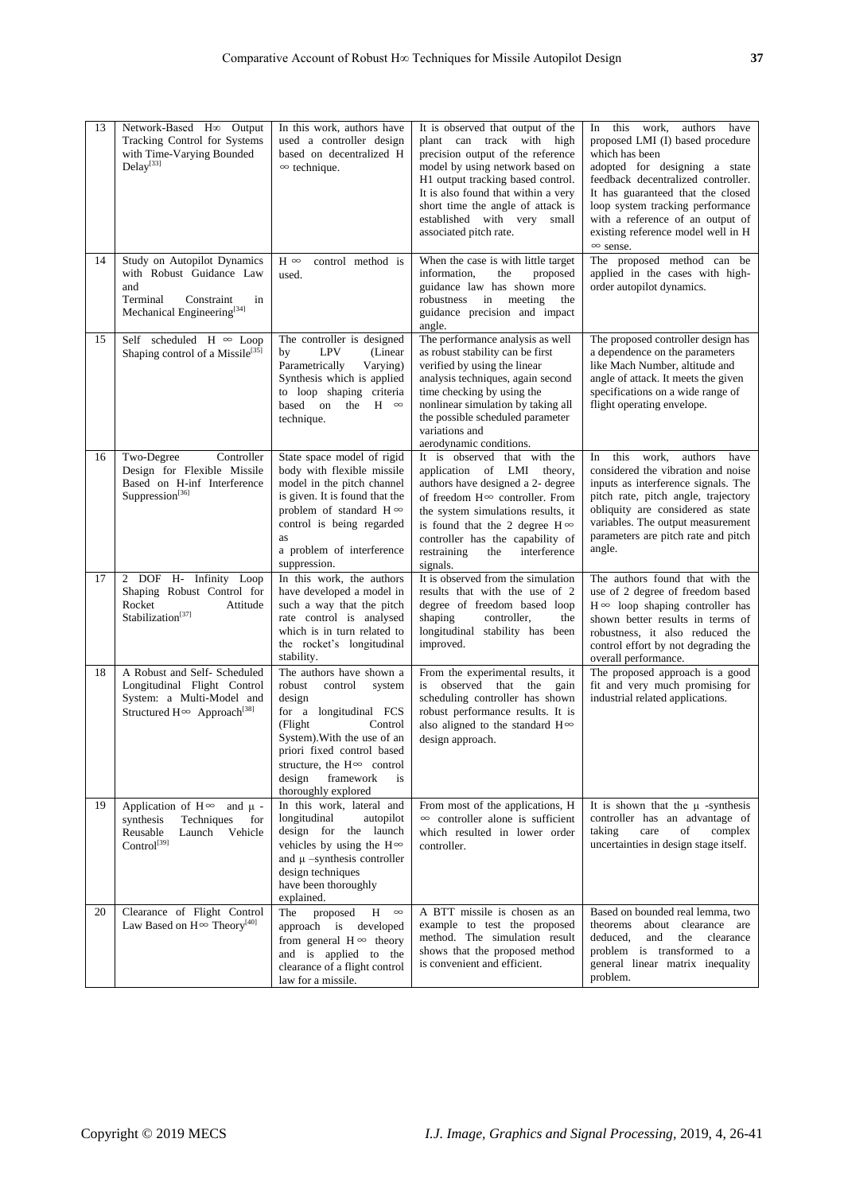| 13 | Network-Based H∞ Output Tracking Control for Systems with Time-Varying Bounded Delay[33] | In this work, authors have used a controller design based on decentralized H ∞ technique. | It is observed that output of the plant can track with high precision output of the reference model by using network based on H1 output tracking based control. It is also found that within a very short time the angle of attack is established with very small associated pitch rate. | In this work, authors have proposed LMI (I) based procedure which has been adopted for designing a state feedback decentralized controller. It has guaranteed that the closed loop system tracking performance with a reference of an output of existing reference model well in H ∞ sense. |
|---|---|---|---|---|
| 14 | Study on Autopilot Dynamics with Robust Guidance Law and Terminal Constraint in Mechanical Engineering[34] | H ∞ control method is used. | When the case is with little target information, the proposed guidance law has shown more robustness in meeting the guidance precision and impact angle. | The proposed method can be applied in the cases with high-order autopilot dynamics. |
| 15 | Self scheduled H ∞ Loop Shaping control of a Missile[35] | The controller is designed by LPV (Linear Parametrically Varying) Synthesis which is applied to loop shaping criteria based on the H ∞ technique. | The performance analysis as well as robust stability can be first verified by using the linear analysis techniques, again second time checking by using the nonlinear simulation by taking all the possible scheduled parameter variations and aerodynamic conditions. | The proposed controller design has a dependence on the parameters like Mach Number, altitude and angle of attack. It meets the given specifications on a wide range of flight operating envelope. |
| 16 | Two-Degree Controller Design for Flexible Missile Based on H-inf Interference Suppression[36] | State space model of rigid body with flexible missile model in the pitch channel is given. It is found that the problem of standard H∞ control is being regarded as a problem of interference suppression. | It is observed that with the application of LMI theory, authors have designed a 2- degree of freedom H∞ controller. From the system simulations results, it is found that the 2 degree H∞ controller has the capability of restraining the interference signals. | In this work, authors have considered the vibration and noise inputs as interference signals. The pitch rate, pitch angle, trajectory obliquity are considered as state variables. The output measurement parameters are pitch rate and pitch angle. |
| 17 | 2 DOF H- Infinity Loop Shaping Robust Control for Rocket Attitude Stabilization[37] | In this work, the authors have developed a model in such a way that the pitch rate control is analysed which is in turn related to the rocket's longitudinal stability. | It is observed from the simulation results that with the use of 2 degree of freedom based loop shaping controller, the longitudinal stability has been improved. | The authors found that with the use of 2 degree of freedom based H∞ loop shaping controller has shown better results in terms of robustness, it also reduced the control effort by not degrading the overall performance. |
| 18 | A Robust and Self- Scheduled Longitudinal Flight Control System: a Multi-Model and Structured H∞ Approach[38] | The authors have shown a robust control system design for a longitudinal FCS (Flight Control System).With the use of an priori fixed control based structure, the H∞ control design framework is thoroughly explored | From the experimental results, it is observed that the gain scheduling controller has shown robust performance results. It is also aligned to the standard H∞ design approach. | The proposed approach is a good fit and very much promising for industrial related applications. |
| 19 | Application of H∞ and μ - synthesis Techniques for Reusable Launch Vehicle Control[39] | In this work, lateral and longitudinal autopilot design for the launch vehicles by using the H∞ and μ –synthesis controller design techniques have been thoroughly explained. | From most of the applications, H ∞ controller alone is sufficient which resulted in lower order controller. | It is shown that the μ -synthesis controller has an advantage of taking care of complex uncertainties in design stage itself. |
| 20 | Clearance of Flight Control Law Based on H∞ Theory[40] | The proposed H ∞ approach is developed from general H∞ theory and is applied to the clearance of a flight control law for a missile. | A BTT missile is chosen as an example to test the proposed method. The simulation result shows that the proposed method is convenient and efficient. | Based on bounded real lemma, two theorems about clearance are deduced, and the clearance problem is transformed to a general linear matrix inequality problem. |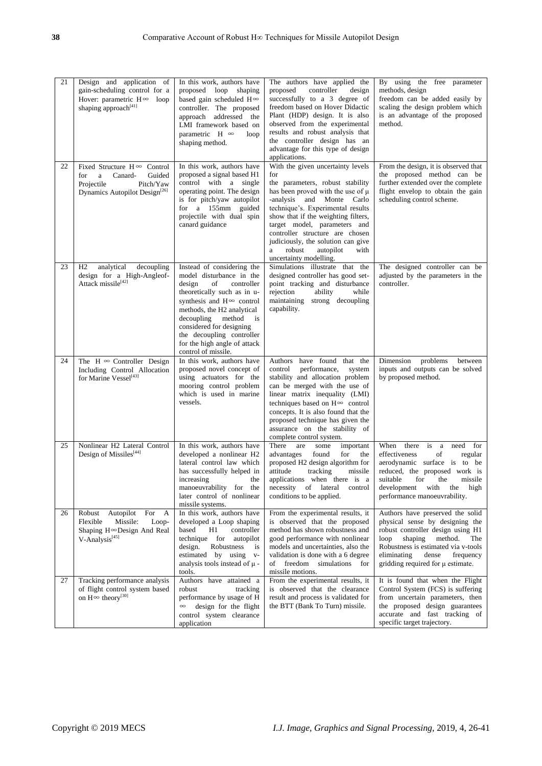| 21 | Design and application of gain-scheduling control for a Hover: parametric H∞ loop shaping approach[41] | In this work, authors have proposed loop shaping based gain scheduled H∞ controller. The proposed approach addressed the LMI framework based on parametric H ∞ loop shaping method. | The authors have applied the proposed controller design successfully to a 3 degree of freedom based on Hover Didactic Plant (HDP) design. It is also observed from the experimental results and robust analysis that the controller design has an advantage for this type of design applications. | By using the free parameter methods, design freedom can be added easily by scaling the design problem which is an advantage of the proposed method. |
|---|---|---|---|---|
| 22 | Fixed Structure H∞ Control for a Canard- Guided Projectile Pitch/Yaw Dynamics Autopilot Design[26] | In this work, authors have proposed a signal based H1 control with a single operating point. The design is for pitch/yaw autopilot for a 155mm guided projectile with dual spin canard guidance | With the given uncertainty levels for the parameters, robust stability has been proved with the use of μ -analysis and Monte Carlo technique's. Experimental results show that if the weighting filters, target model, parameters and controller structure are chosen judiciously, the solution can give a robust autopilot with uncertainty modelling. | From the design, it is observed that the proposed method can be further extended over the complete flight envelop to obtain the gain scheduling control scheme. |
| 23 | H2 analytical decoupling design for a High-Angleof-Attack missile[42] | Instead of considering the model disturbance in the design of controller theoretically such as in u-synthesis and H∞ control methods, the H2 analytical decoupling method is considered for designing the decoupling controller for the high angle of attack control of missile. | Simulations illustrate that the designed controller has good set-point tracking and disturbance rejection ability while maintaining strong decoupling capability. | The designed controller can be adjusted by the parameters in the controller. |
| 24 | The H ∞ Controller Design Including Control Allocation for Marine Vessel[43] | In this work, authors have proposed novel concept of using actuators for the mooring control problem which is used in marine vessels. | Authors have found that the control performance, system stability and allocation problem can be merged with the use of linear matrix inequality (LMI) techniques based on H∞ control concepts. It is also found that the proposed technique has given the assurance on the stability of complete control system. | Dimension problems between inputs and outputs can be solved by proposed method. |
| 25 | Nonlinear H2 Lateral Control Design of Missiles[44] | In this work, authors have developed a nonlinear H2 lateral control law which has successfully helped in increasing the manoeuvrability for the later control of nonlinear missile systems. | There are some important advantages found for the proposed H2 design algorithm for attitude tracking missile applications when there is a necessity of lateral control conditions to be applied. | When there is a need for effectiveness of regular aerodynamic surface is to be reduced, the proposed work is suitable for the missile development with the high performance manoeuvrability. |
| 26 | Robust Autopilot For A Flexible Missile: Loop-Shaping H∞Design And Real V-Analysis[45] | In this work, authors have developed a Loop shaping based H1 controller technique for autopilot design. Robustness is estimated by using v-analysis tools instead of μ -tools. | From the experimental results, it is observed that the proposed method has shown robustness and good performance with nonlinear models and uncertainties, also the validation is done with a 6 degree of freedom simulations for missile motions. | Authors have preserved the solid physical sense by designing the robust controller design using H1 loop shaping method. The Robustness is estimated via v-tools eliminating dense frequency gridding required for μ estimate. |
| 27 | Tracking performance analysis of flight control system based on H∞ theory[30] | Authors have attained a robust tracking performance by usage of H ∞ design for the flight control system clearance application | From the experimental results, it is observed that the clearance result and process is validated for the BTT (Bank To Turn) missile. | It is found that when the Flight Control System (FCS) is suffering from uncertain parameters, then the proposed design guarantees accurate and fast tracking of specific target trajectory. |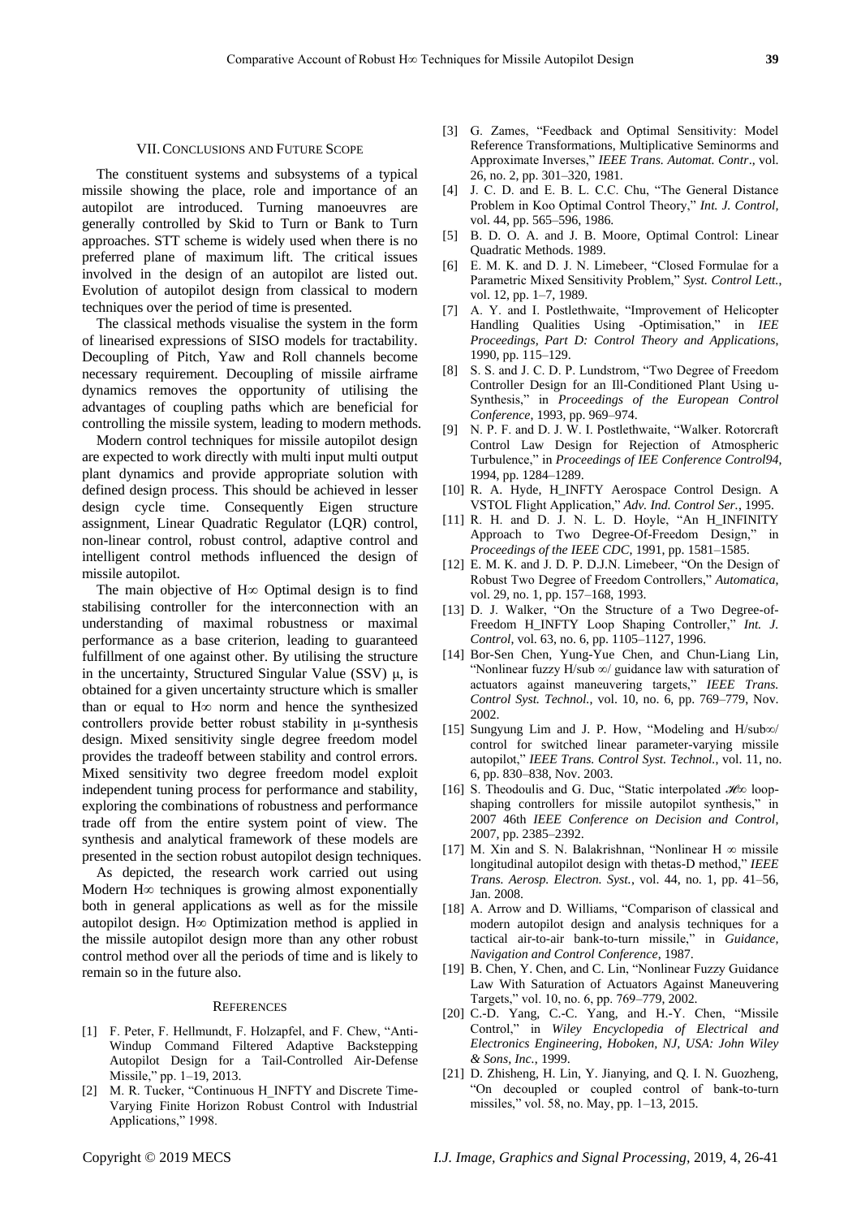## VII. Conclusions and Future Scope

The constituent systems and subsystems of a typical missile showing the place, role and importance of an autopilot are introduced. Turning manoeuvres are generally controlled by Skid to Turn or Bank to Turn approaches. STT scheme is widely used when there is no preferred plane of maximum lift. The critical issues involved in the design of an autopilot are listed out. Evolution of autopilot design from classical to modern techniques over the period of time is presented.

The classical methods visualise the system in the form of linearised expressions of SISO models for tractability. Decoupling of Pitch, Yaw and Roll channels become necessary requirement. Decoupling of missile airframe dynamics removes the opportunity of utilising the advantages of coupling paths which are beneficial for controlling the missile system, leading to modern methods.

Modern control techniques for missile autopilot design are expected to work directly with multi input multi output plant dynamics and provide appropriate solution with defined design process. This should be achieved in lesser design cycle time. Consequently Eigen structure assignment, Linear Quadratic Regulator (LQR) control, non-linear control, robust control, adaptive control and intelligent control methods influenced the design of missile autopilot.

The main objective of H∞ Optimal design is to find stabilising controller for the interconnection with an understanding of maximal robustness or maximal performance as a base criterion, leading to guaranteed fulfillment of one against other. By utilising the structure in the uncertainty, Structured Singular Value (SSV) μ, is obtained for a given uncertainty structure which is smaller than or equal to H∞ norm and hence the synthesized controllers provide better robust stability in μ-synthesis design. Mixed sensitivity single degree freedom model provides the tradeoff between stability and control errors. Mixed sensitivity two degree freedom model exploit independent tuning process for performance and stability, exploring the combinations of robustness and performance trade off from the entire system point of view. The synthesis and analytical framework of these models are presented in the section robust autopilot design techniques.

As depicted, the research work carried out using Modern H∞ techniques is growing almost exponentially both in general applications as well as for the missile autopilot design. H∞ Optimization method is applied in the missile autopilot design more than any other robust control method over all the periods of time and is likely to remain so in the future also.

## References

[1] F. Peter, F. Hellmundt, F. Holzapfel, and F. Chew, "Anti-Windup Command Filtered Adaptive Backstepping Autopilot Design for a Tail-Controlled Air-Defense Missile," pp. 1–19, 2013.

[2] M. R. Tucker, "Continuous H_INFTY and Discrete Time-Varying Finite Horizon Robust Control with Industrial Applications," 1998.

[3] G. Zames, "Feedback and Optimal Sensitivity: Model Reference Transformations, Multiplicative Seminorms and Approximate Inverses," *IEEE Trans. Automat. Contr*., vol. 26, no. 2, pp. 301–320, 1981.

[4] J. C. D. and E. B. L. C.C. Chu, "The General Distance Problem in Koo Optimal Control Theory," *Int. J. Control*, vol. 44, pp. 565–596, 1986.

[5] B. D. O. A. and J. B. Moore, Optimal Control: Linear Quadratic Methods. 1989.

[6] E. M. K. and D. J. N. Limebeer, "Closed Formulae for a Parametric Mixed Sensitivity Problem," *Syst. Control Lett.*, vol. 12, pp. 1–7, 1989.

[7] A. Y. and I. Postlethwaite, "Improvement of Helicopter Handling Qualities Using -Optimisation," in *IEE Proceedings, Part D: Control Theory and Applications*, 1990, pp. 115–129.

[8] S. S. and J. C. D. P. Lundstrom, "Two Degree of Freedom Controller Design for an Ill-Conditioned Plant Using u-Synthesis," in *Proceedings of the European Control Conference*, 1993, pp. 969–974.

[9] N. P. F. and D. J. W. I. Postlethwaite, "Walker. Rotorcraft Control Law Design for Rejection of Atmospheric Turbulence," in *Proceedings of IEE Conference Control94*, 1994, pp. 1284–1289.

[10] R. A. Hyde, H_INFTY Aerospace Control Design. A VSTOL Flight Application," *Adv. Ind. Control Ser.*, 1995.

[11] R. H. and D. J. N. L. D. Hoyle, "An H_INFINITY Approach to Two Degree-Of-Freedom Design," in *Proceedings of the IEEE CDC*, 1991, pp. 1581–1585.

[12] E. M. K. and J. D. P. D.J.N. Limebeer, "On the Design of Robust Two Degree of Freedom Controllers," *Automatica*, vol. 29, no. 1, pp. 157–168, 1993.

[13] D. J. Walker, "On the Structure of a Two Degree-of-Freedom H_INFTY Loop Shaping Controller," *Int. J. Control*, vol. 63, no. 6, pp. 1105–1127, 1996.

[14] Bor-Sen Chen, Yung-Yue Chen, and Chun-Liang Lin, "Nonlinear fuzzy H/sub ∞/ guidance law with saturation of actuators against maneuvering targets," *IEEE Trans. Control Syst. Technol.*, vol. 10, no. 6, pp. 769–779, Nov. 2002.

[15] Sungyung Lim and J. P. How, "Modeling and H/sub∞/ control for switched linear parameter-varying missile autopilot," *IEEE Trans. Control Syst. Technol.*, vol. 11, no. 6, pp. 830–838, Nov. 2003.

[16] S. Theodoulis and G. Duc, "Static interpolated $\mathscr{H}\infty$ loop-shaping controllers for missile autopilot synthesis," in 2007 46th *IEEE Conference on Decision and Control*, 2007, pp. 2385–2392.

[17] M. Xin and S. N. Balakrishnan, "Nonlinear H ∞ missile longitudinal autopilot design with thetas-D method," *IEEE Trans. Aerosp. Electron. Syst.*, vol. 44, no. 1, pp. 41–56, Jan. 2008.

[18] A. Arrow and D. Williams, "Comparison of classical and modern autopilot design and analysis techniques for a tactical air-to-air bank-to-turn missile," in *Guidance, Navigation and Control Conference*, 1987.

[19] B. Chen, Y. Chen, and C. Lin, "Nonlinear Fuzzy Guidance Law With Saturation of Actuators Against Maneuvering Targets," vol. 10, no. 6, pp. 769–779, 2002.

[20] C.-D. Yang, C.-C. Yang, and H.-Y. Chen, "Missile Control," in *Wiley Encyclopedia of Electrical and Electronics Engineering, Hoboken, NJ, USA: John Wiley & Sons, Inc.*, 1999.

[21] D. Zhisheng, H. Lin, Y. Jianying, and Q. I. N. Guozheng, "On decoupled or coupled control of bank-to-turn missiles," vol. 58, no. May, pp. 1–13, 2015.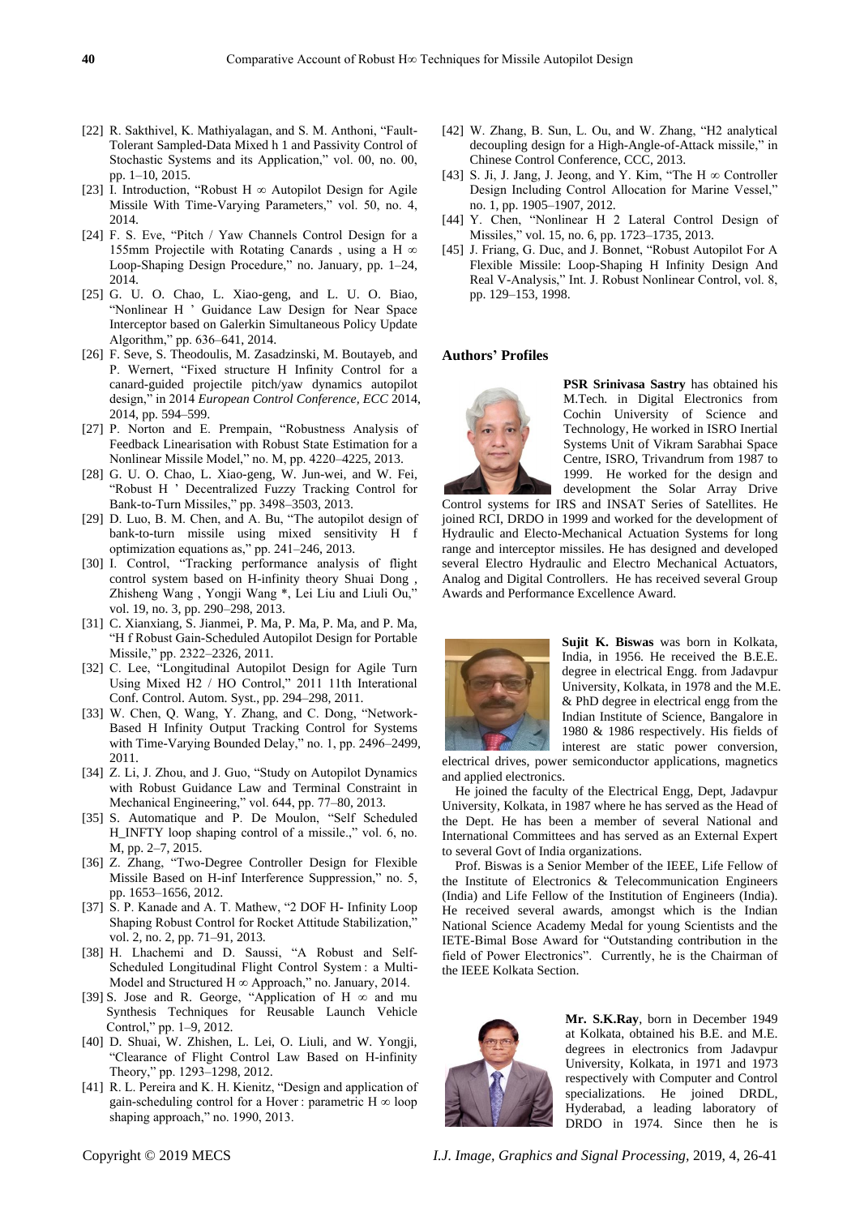[22] R. Sakthivel, K. Mathiyalagan, and S. M. Anthoni, "Fault-Tolerant Sampled-Data Mixed h 1 and Passivity Control of Stochastic Systems and its Application," vol. 00, no. 00, pp. 1–10, 2015.

[23] I. Introduction, "Robust H ∞ Autopilot Design for Agile Missile With Time-Varying Parameters," vol. 50, no. 4, 2014.

[24] F. S. Eve, "Pitch / Yaw Channels Control Design for a 155mm Projectile with Rotating Canards , using a H ∞ Loop-Shaping Design Procedure," no. January, pp. 1–24, 2014.

[25] G. U. O. Chao, L. Xiao-geng, and L. U. O. Biao, "Nonlinear H ' Guidance Law Design for Near Space Interceptor based on Galerkin Simultaneous Policy Update Algorithm," pp. 636–641, 2014.

[26] F. Seve, S. Theodoulis, M. Zasadzinski, M. Boutayeb, and P. Wernert, "Fixed structure H Infinity Control for a canard-guided projectile pitch/yaw dynamics autopilot design," in 2014 *European Control Conference, ECC* 2014, 2014, pp. 594–599.

[27] P. Norton and E. Prempain, "Robustness Analysis of Feedback Linearisation with Robust State Estimation for a Nonlinear Missile Model," no. M, pp. 4220–4225, 2013.

[28] G. U. O. Chao, L. Xiao-geng, W. Jun-wei, and W. Fei, "Robust H ' Decentralized Fuzzy Tracking Control for Bank-to-Turn Missiles," pp. 3498–3503, 2013.

[29] D. Luo, B. M. Chen, and A. Bu, "The autopilot design of bank-to-turn missile using mixed sensitivity H f optimization equations as," pp. 241–246, 2013.

[30] I. Control, "Tracking performance analysis of flight control system based on H-infinity theory Shuai Dong , Zhisheng Wang , Yongji Wang *, Lei Liu and Liuli Ou," vol. 19, no. 3, pp. 290–298, 2013.

[31] C. Xianxiang, S. Jianmei, P. Ma, P. Ma, P. Ma, and P. Ma, "H f Robust Gain-Scheduled Autopilot Design for Portable Missile," pp. 2322–2326, 2011.

[32] C. Lee, "Longitudinal Autopilot Design for Agile Turn Using Mixed H2 / HO Control," 2011 11th International Conf. Control. Autom. Syst., pp. 294–298, 2011.

[33] W. Chen, Q. Wang, Y. Zhang, and C. Dong, "Network-Based H Infinity Output Tracking Control for Systems with Time-Varying Bounded Delay," no. 1, pp. 2496–2499, 2011.

[34] Z. Li, J. Zhou, and J. Guo, "Study on Autopilot Dynamics with Robust Guidance Law and Terminal Constraint in Mechanical Engineering," vol. 644, pp. 77–80, 2013.

[35] S. Automatique and P. De Moulon, "Self Scheduled H_INFTY loop shaping control of a missile.," vol. 6, no. M, pp. 2–7, 2015.

[36] Z. Zhang, "Two-Degree Controller Design for Flexible Missile Based on H-inf Interference Suppression," no. 5, pp. 1653–1656, 2012.

[37] S. P. Kanade and A. T. Mathew, "2 DOF H- Infinity Loop Shaping Robust Control for Rocket Attitude Stabilization," vol. 2, no. 2, pp. 71–91, 2013.

[38] H. Lhachemi and D. Saussi, "A Robust and Self-Scheduled Longitudinal Flight Control System : a Multi-Model and Structured H ∞ Approach," no. January, 2014.

[39] S. Jose and R. George, "Application of H ∞ and mu Synthesis Techniques for Reusable Launch Vehicle Control," pp. 1–9, 2012.

[40] D. Shuai, W. Zhishen, L. Lei, O. Liuli, and W. Yongji, "Clearance of Flight Control Law Based on H-infinity Theory," pp. 1293–1298, 2012.

[41] R. L. Pereira and K. H. Kienitz, "Design and application of gain-scheduling control for a Hover : parametric H ∞ loop shaping approach," no. 1990, 2013.

[42] W. Zhang, B. Sun, L. Ou, and W. Zhang, "H2 analytical decoupling design for a High-Angle-of-Attack missile," in Chinese Control Conference, CCC, 2013.

[43] S. Ji, J. Jang, J. Jeong, and Y. Kim, "The H ∞ Controller Design Including Control Allocation for Marine Vessel," no. 1, pp. 1905–1907, 2012.

[44] Y. Chen, "Nonlinear H 2 Lateral Control Design of Missiles," vol. 15, no. 6, pp. 1723–1735, 2013.

[45] J. Friang, G. Duc, and J. Bonnet, "Robust Autopilot For A Flexible Missile: Loop-Shaping H Infinity Design And Real V-Analysis," Int. J. Robust Nonlinear Control, vol. 8, pp. 129–153, 1998.

## Authors' Profiles

**PSR Srinivasa Sastry** has obtained his M.Tech. in Digital Electronics from Cochin University of Science and Technology, He worked in ISRO Inertial Systems Unit of Vikram Sarabhai Space Centre, ISRO, Trivandrum from 1987 to 1999. He worked for the design and development the Solar Array Drive Control systems for IRS and INSAT Series of Satellites. He joined RCI, DRDO in 1999 and worked for the development of Hydraulic and Electo-Mechanical Actuation Systems for long range and interceptor missiles. He has designed and developed several Electro Hydraulic and Electro Mechanical Actuators, Analog and Digital Controllers. He has received several Group Awards and Performance Excellence Award.

**Sujit K. Biswas** was born in Kolkata, India, in 1956. He received the B.E.E. degree in electrical Engg. from Jadavpur University, Kolkata, in 1978 and the M.E. & PhD degree in electrical engg from the Indian Institute of Science, Bangalore in 1980 & 1986 respectively. His fields of interest are static power conversion, electrical drives, power semiconductor applications, magnetics and applied electronics.

He joined the faculty of the Electrical Engg, Dept, Jadavpur University, Kolkata, in 1987 where he has served as the Head of the Dept. He has been a member of several National and International Committees and has served as an External Expert to several Govt of India organizations.

Prof. Biswas is a Senior Member of the IEEE, Life Fellow of the Institute of Electronics & Telecommunication Engineers (India) and Life Fellow of the Institution of Engineers (India). He received several awards, amongst which is the Indian National Science Academy Medal for young Scientists and the IETE-Bimal Bose Award for "Outstanding contribution in the field of Power Electronics". Currently, he is the Chairman of the IEEE Kolkata Section.

**Mr. S.K.Ray**, born in December 1949 at Kolkata, obtained his B.E. and M.E. degrees in electronics from Jadavpur University, Kolkata, in 1971 and 1973 respectively with Computer and Control specializations. He joined DRDL, Hyderabad, a leading laboratory of DRDO in 1974. Since then he is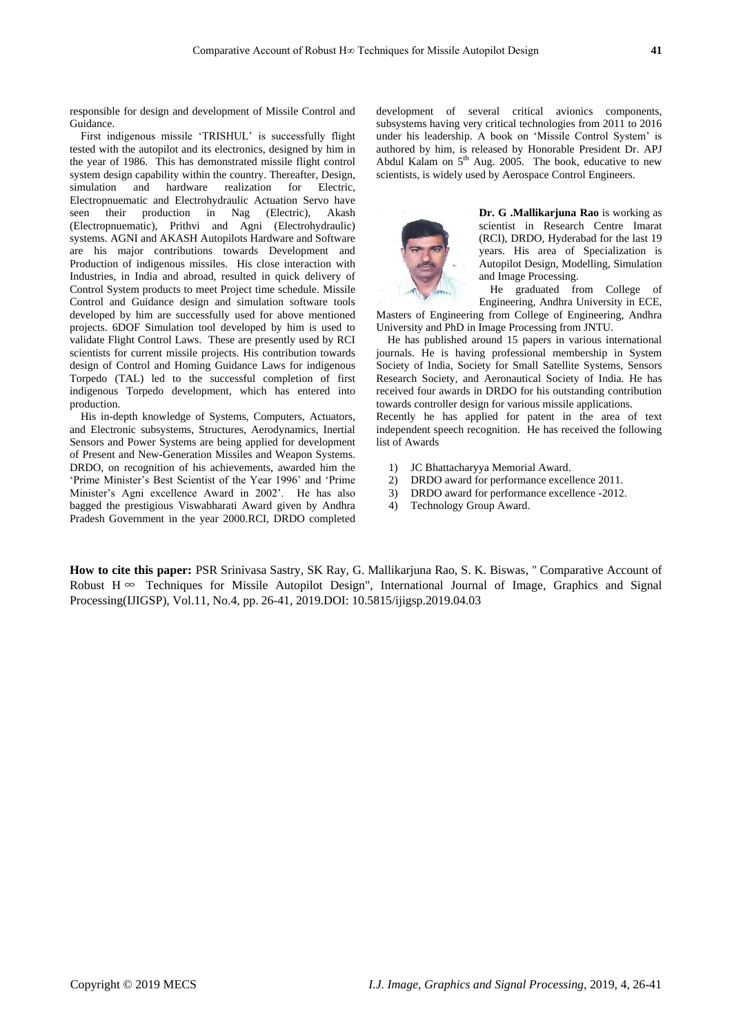responsible for design and development of Missile Control and Guidance.

First indigenous missile 'TRISHUL' is successfully flight tested with the autopilot and its electronics, designed by him in the year of 1986. This has demonstrated missile flight control system design capability within the country. Thereafter, Design, simulation and hardware realization for Electric, Electropnuematic and Electrohydraulic Actuation Servo have seen their production in Nag (Electric), Akash (Electropnuematic), Prithvi and Agni (Electrohydraulic) systems. AGNI and AKASH Autopilots Hardware and Software are his major contributions towards Development and Production of indigenous missiles. His close interaction with Industries, in India and abroad, resulted in quick delivery of Control System products to meet Project time schedule. Missile Control and Guidance design and simulation software tools developed by him are successfully used for above mentioned projects. 6DOF Simulation tool developed by him is used to validate Flight Control Laws. These are presently used by RCI scientists for current missile projects. His contribution towards design of Control and Homing Guidance Laws for indigenous Torpedo (TAL) led to the successful completion of first indigenous Torpedo development, which has entered into production.

His in-depth knowledge of Systems, Computers, Actuators, and Electronic subsystems, Structures, Aerodynamics, Inertial Sensors and Power Systems are being applied for development of Present and New-Generation Missiles and Weapon Systems. DRDO, on recognition of his achievements, awarded him the 'Prime Minister's Best Scientist of the Year 1996' and 'Prime Minister's Agni excellence Award in 2002'. He has also bagged the prestigious Viswabharati Award given by Andhra Pradesh Government in the year 2000.RCI, DRDO completed development of several critical avionics components, subsystems having very critical technologies from 2011 to 2016 under his leadership. A book on 'Missile Control System' is authored by him, is released by Honorable President Dr. APJ Abdul Kalam on 5th Aug. 2005. The book, educative to new scientists, is widely used by Aerospace Control Engineers.

**Dr. G .Mallikarjuna Rao** is working as scientist in Research Centre Imarat (RCI), DRDO, Hyderabad for the last 19 years. His area of Specialization is Autopilot Design, Modelling, Simulation and Image Processing.

He graduated from College of Engineering, Andhra University in ECE, Masters of Engineering from College of Engineering, Andhra University and PhD in Image Processing from JNTU.

He has published around 15 papers in various international journals. He is having professional membership in System Society of India, Society for Small Satellite Systems, Sensors Research Society, and Aeronautical Society of India. He has received four awards in DRDO for his outstanding contribution towards controller design for various missile applications.

Recently he has applied for patent in the area of text independent speech recognition. He has received the following list of Awards

1) JC Bhattacharyya Memorial Award.
2) DRDO award for performance excellence 2011.
3) DRDO award for performance excellence -2012.
4) Technology Group Award.

**How to cite this paper:** PSR Srinivasa Sastry, SK Ray, G. Mallikarjuna Rao, S. K. Biswas, " Comparative Account of Robust H ∞ Techniques for Missile Autopilot Design", International Journal of Image, Graphics and Signal Processing(IJIGSP), Vol.11, No.4, pp. 26-41, 2019.DOI: 10.5815/ijigsp.2019.04.03